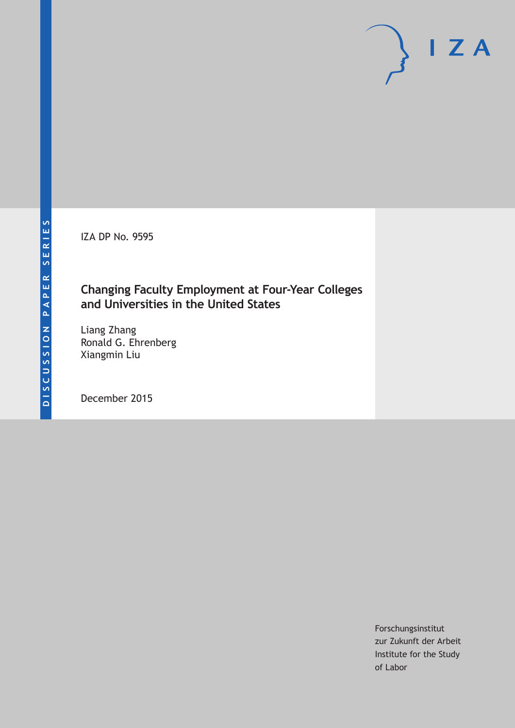DISCUSSION PAPER SERIES

IZA DP No. 9595

# Changing Faculty Employment at Four-Year Colleges and Universities in the United States

Liang Zhang
Ronald G. Ehrenberg
Xiangmin Liu

December 2015

Forschungsinstitut
zur Zukunft der Arbeit
Institute for the Study
of Labor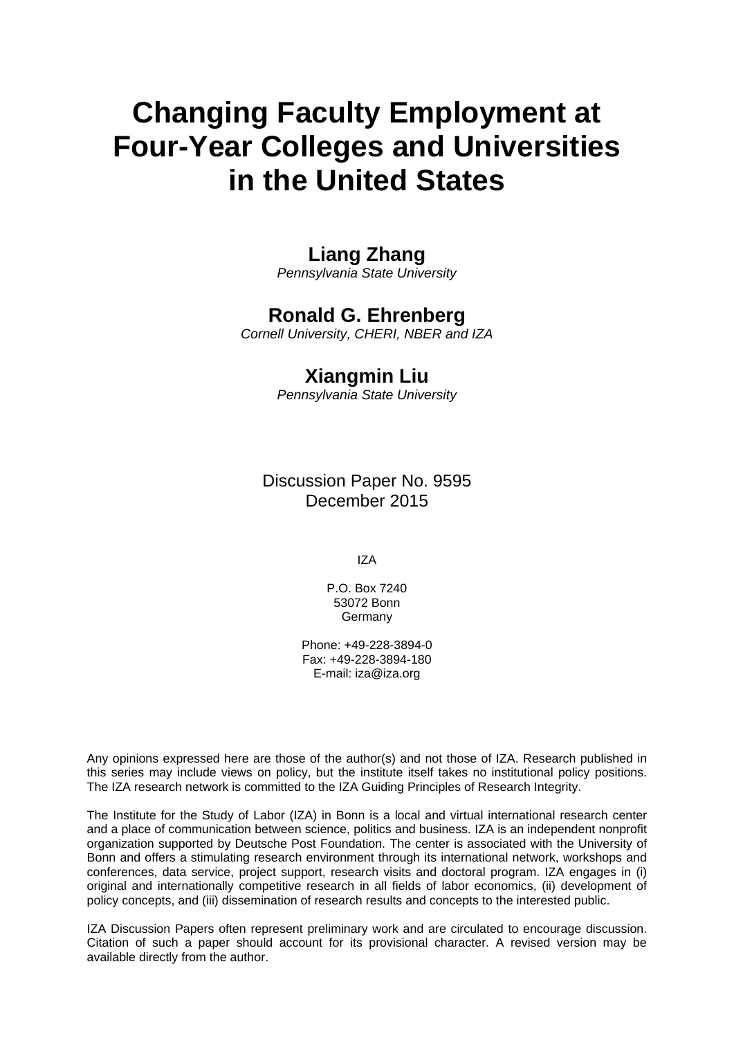# Changing Faculty Employment at Four-Year Colleges and Universities in the United States

**Liang Zhang**
*Pennsylvania State University*

**Ronald G. Ehrenberg**
*Cornell University, CHERI, NBER and IZA*

**Xiangmin Liu**
*Pennsylvania State University*

Discussion Paper No. 9595
December 2015

IZA

P.O. Box 7240
53072 Bonn
Germany

Phone: +49-228-3894-0
Fax: +49-228-3894-180
E-mail: iza@iza.org

Any opinions expressed here are those of the author(s) and not those of IZA. Research published in this series may include views on policy, but the institute itself takes no institutional policy positions. The IZA research network is committed to the IZA Guiding Principles of Research Integrity.

The Institute for the Study of Labor (IZA) in Bonn is a local and virtual international research center and a place of communication between science, politics and business. IZA is an independent nonprofit organization supported by Deutsche Post Foundation. The center is associated with the University of Bonn and offers a stimulating research environment through its international network, workshops and conferences, data service, project support, research visits and doctoral program. IZA engages in (i) original and internationally competitive research in all fields of labor economics, (ii) development of policy concepts, and (iii) dissemination of research results and concepts to the interested public.

IZA Discussion Papers often represent preliminary work and are circulated to encourage discussion. Citation of such a paper should account for its provisional character. A revised version may be available directly from the author.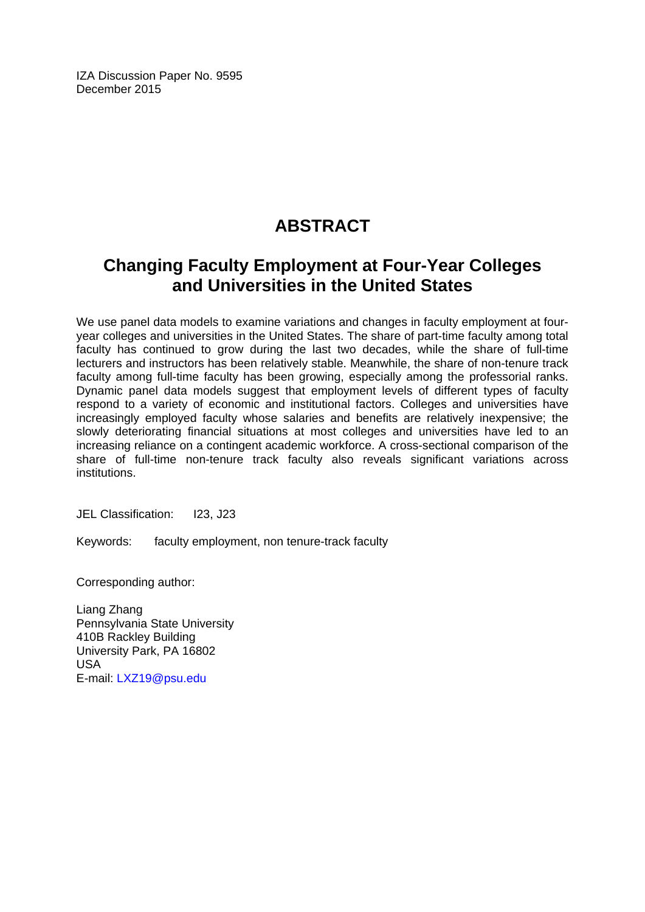IZA Discussion Paper No. 9595
December 2015

# ABSTRACT

## Changing Faculty Employment at Four-Year Colleges and Universities in the United States

We use panel data models to examine variations and changes in faculty employment at four-year colleges and universities in the United States. The share of part-time faculty among total faculty has continued to grow during the last two decades, while the share of full-time lecturers and instructors has been relatively stable. Meanwhile, the share of non-tenure track faculty among full-time faculty has been growing, especially among the professorial ranks. Dynamic panel data models suggest that employment levels of different types of faculty respond to a variety of economic and institutional factors. Colleges and universities have increasingly employed faculty whose salaries and benefits are relatively inexpensive; the slowly deteriorating financial situations at most colleges and universities have led to an increasing reliance on a contingent academic workforce. A cross-sectional comparison of the share of full-time non-tenure track faculty also reveals significant variations across institutions.

JEL Classification: I23, J23

Keywords: faculty employment, non tenure-track faculty

Corresponding author:

Liang Zhang
Pennsylvania State University
410B Rackley Building
University Park, PA 16802
USA
E-mail: LXZ19@psu.edu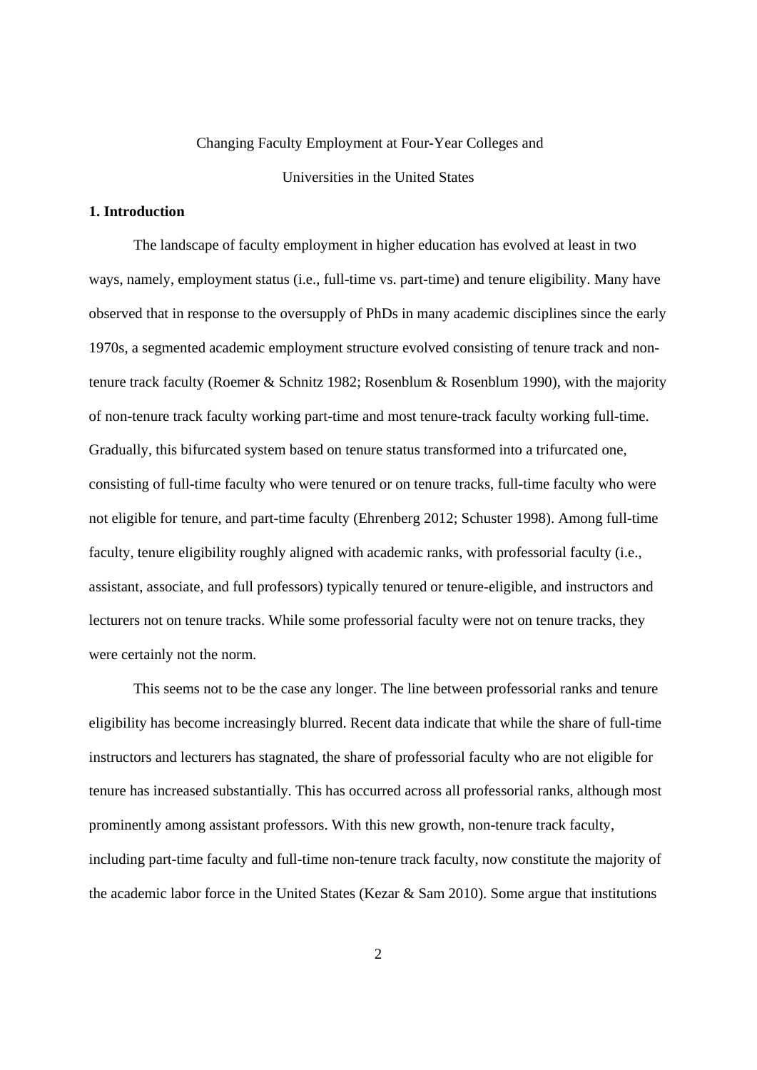Changing Faculty Employment at Four-Year Colleges and

Universities in the United States

## 1. Introduction

The landscape of faculty employment in higher education has evolved at least in two ways, namely, employment status (i.e., full-time vs. part-time) and tenure eligibility. Many have observed that in response to the oversupply of PhDs in many academic disciplines since the early 1970s, a segmented academic employment structure evolved consisting of tenure track and non-tenure track faculty (Roemer & Schnitz 1982; Rosenblum & Rosenblum 1990), with the majority of non-tenure track faculty working part-time and most tenure-track faculty working full-time. Gradually, this bifurcated system based on tenure status transformed into a trifurcated one, consisting of full-time faculty who were tenured or on tenure tracks, full-time faculty who were not eligible for tenure, and part-time faculty (Ehrenberg 2012; Schuster 1998). Among full-time faculty, tenure eligibility roughly aligned with academic ranks, with professorial faculty (i.e., assistant, associate, and full professors) typically tenured or tenure-eligible, and instructors and lecturers not on tenure tracks. While some professorial faculty were not on tenure tracks, they were certainly not the norm.

This seems not to be the case any longer. The line between professorial ranks and tenure eligibility has become increasingly blurred. Recent data indicate that while the share of full-time instructors and lecturers has stagnated, the share of professorial faculty who are not eligible for tenure has increased substantially. This has occurred across all professorial ranks, although most prominently among assistant professors. With this new growth, non-tenure track faculty, including part-time faculty and full-time non-tenure track faculty, now constitute the majority of the academic labor force in the United States (Kezar & Sam 2010). Some argue that institutions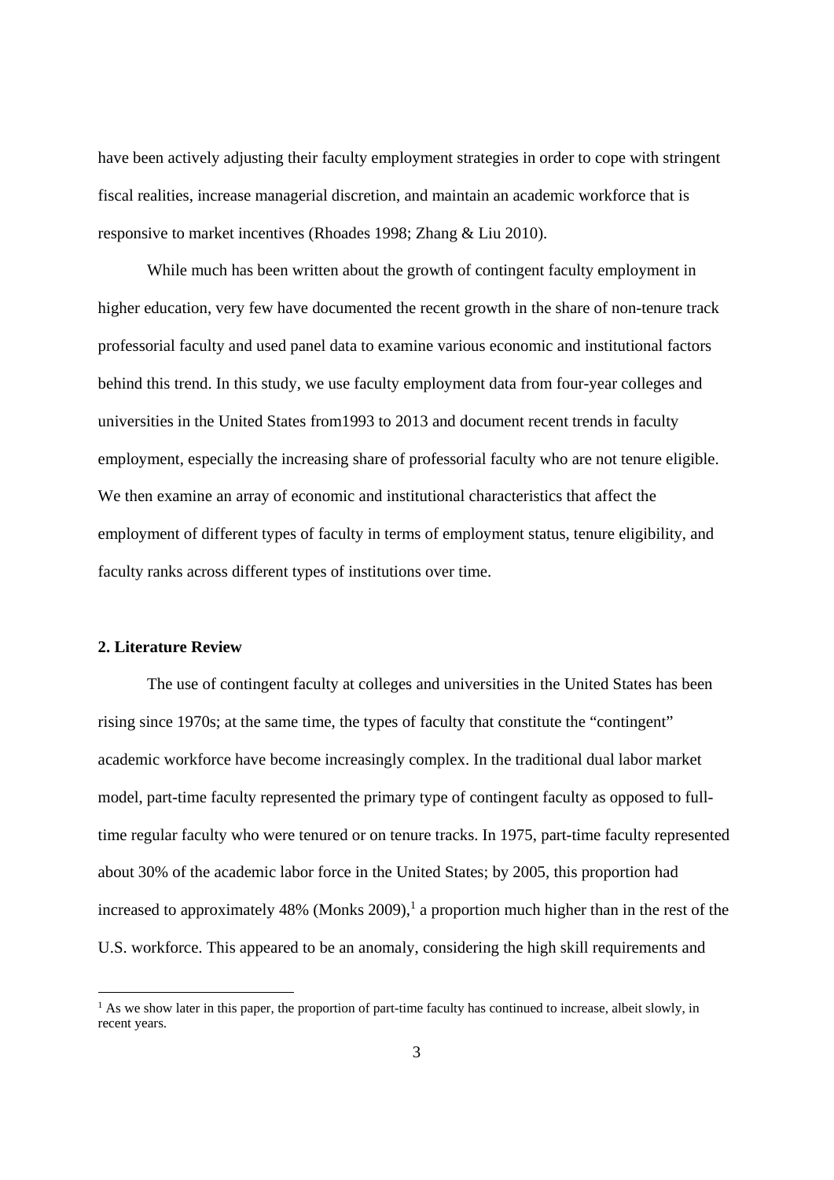have been actively adjusting their faculty employment strategies in order to cope with stringent fiscal realities, increase managerial discretion, and maintain an academic workforce that is responsive to market incentives (Rhoades 1998; Zhang & Liu 2010).

While much has been written about the growth of contingent faculty employment in higher education, very few have documented the recent growth in the share of non-tenure track professorial faculty and used panel data to examine various economic and institutional factors behind this trend. In this study, we use faculty employment data from four-year colleges and universities in the United States from1993 to 2013 and document recent trends in faculty employment, especially the increasing share of professorial faculty who are not tenure eligible. We then examine an array of economic and institutional characteristics that affect the employment of different types of faculty in terms of employment status, tenure eligibility, and faculty ranks across different types of institutions over time.

## 2. Literature Review

The use of contingent faculty at colleges and universities in the United States has been rising since 1970s; at the same time, the types of faculty that constitute the "contingent" academic workforce have become increasingly complex. In the traditional dual labor market model, part-time faculty represented the primary type of contingent faculty as opposed to full-time regular faculty who were tenured or on tenure tracks. In 1975, part-time faculty represented about 30% of the academic labor force in the United States; by 2005, this proportion had increased to approximately 48% (Monks 2009),[1] a proportion much higher than in the rest of the U.S. workforce. This appeared to be an anomaly, considering the high skill requirements and

[1] As we show later in this paper, the proportion of part-time faculty has continued to increase, albeit slowly, in recent years.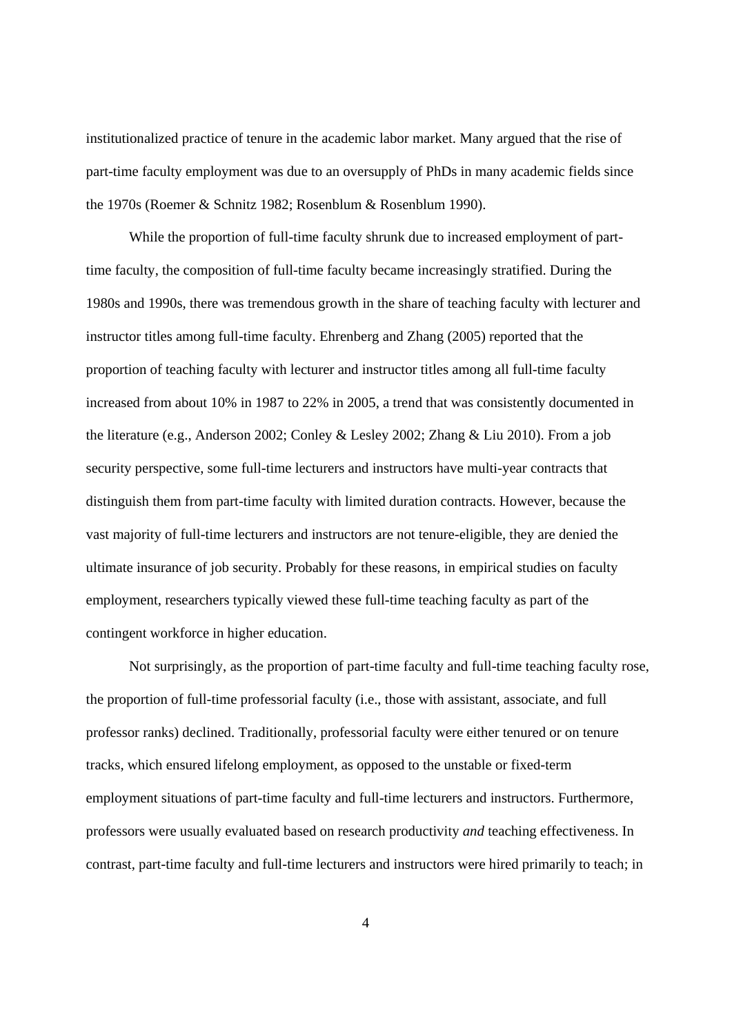institutionalized practice of tenure in the academic labor market. Many argued that the rise of part-time faculty employment was due to an oversupply of PhDs in many academic fields since the 1970s (Roemer & Schnitz 1982; Rosenblum & Rosenblum 1990).

While the proportion of full-time faculty shrunk due to increased employment of part-time faculty, the composition of full-time faculty became increasingly stratified. During the 1980s and 1990s, there was tremendous growth in the share of teaching faculty with lecturer and instructor titles among full-time faculty. Ehrenberg and Zhang (2005) reported that the proportion of teaching faculty with lecturer and instructor titles among all full-time faculty increased from about 10% in 1987 to 22% in 2005, a trend that was consistently documented in the literature (e.g., Anderson 2002; Conley & Lesley 2002; Zhang & Liu 2010). From a job security perspective, some full-time lecturers and instructors have multi-year contracts that distinguish them from part-time faculty with limited duration contracts. However, because the vast majority of full-time lecturers and instructors are not tenure-eligible, they are denied the ultimate insurance of job security. Probably for these reasons, in empirical studies on faculty employment, researchers typically viewed these full-time teaching faculty as part of the contingent workforce in higher education.

Not surprisingly, as the proportion of part-time faculty and full-time teaching faculty rose, the proportion of full-time professorial faculty (i.e., those with assistant, associate, and full professor ranks) declined. Traditionally, professorial faculty were either tenured or on tenure tracks, which ensured lifelong employment, as opposed to the unstable or fixed-term employment situations of part-time faculty and full-time lecturers and instructors. Furthermore, professors were usually evaluated based on research productivity *and* teaching effectiveness. In contrast, part-time faculty and full-time lecturers and instructors were hired primarily to teach; in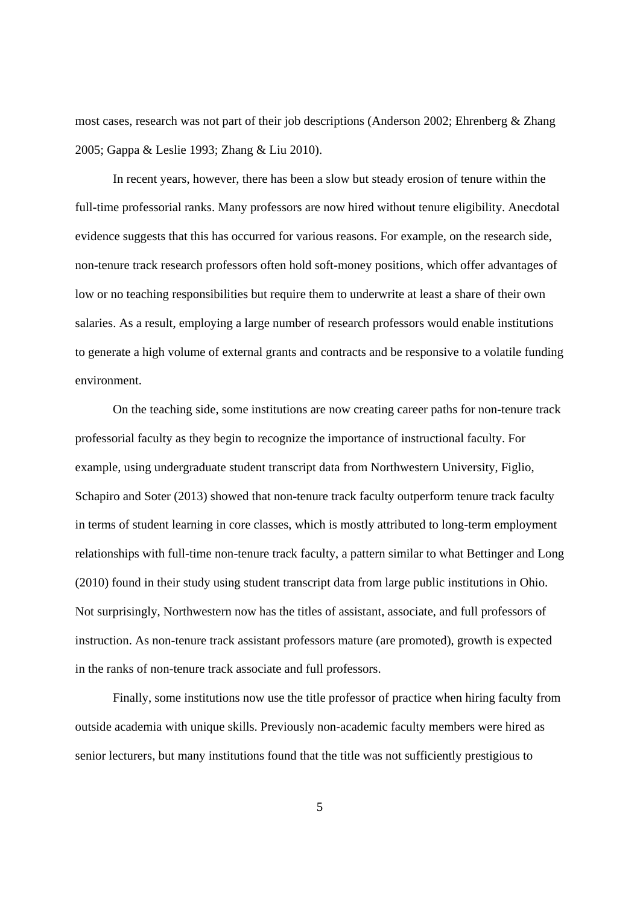most cases, research was not part of their job descriptions (Anderson 2002; Ehrenberg & Zhang 2005; Gappa & Leslie 1993; Zhang & Liu 2010).

In recent years, however, there has been a slow but steady erosion of tenure within the full-time professorial ranks. Many professors are now hired without tenure eligibility. Anecdotal evidence suggests that this has occurred for various reasons. For example, on the research side, non-tenure track research professors often hold soft-money positions, which offer advantages of low or no teaching responsibilities but require them to underwrite at least a share of their own salaries. As a result, employing a large number of research professors would enable institutions to generate a high volume of external grants and contracts and be responsive to a volatile funding environment.

On the teaching side, some institutions are now creating career paths for non-tenure track professorial faculty as they begin to recognize the importance of instructional faculty. For example, using undergraduate student transcript data from Northwestern University, Figlio, Schapiro and Soter (2013) showed that non-tenure track faculty outperform tenure track faculty in terms of student learning in core classes, which is mostly attributed to long-term employment relationships with full-time non-tenure track faculty, a pattern similar to what Bettinger and Long (2010) found in their study using student transcript data from large public institutions in Ohio. Not surprisingly, Northwestern now has the titles of assistant, associate, and full professors of instruction. As non-tenure track assistant professors mature (are promoted), growth is expected in the ranks of non-tenure track associate and full professors.

Finally, some institutions now use the title professor of practice when hiring faculty from outside academia with unique skills. Previously non-academic faculty members were hired as senior lecturers, but many institutions found that the title was not sufficiently prestigious to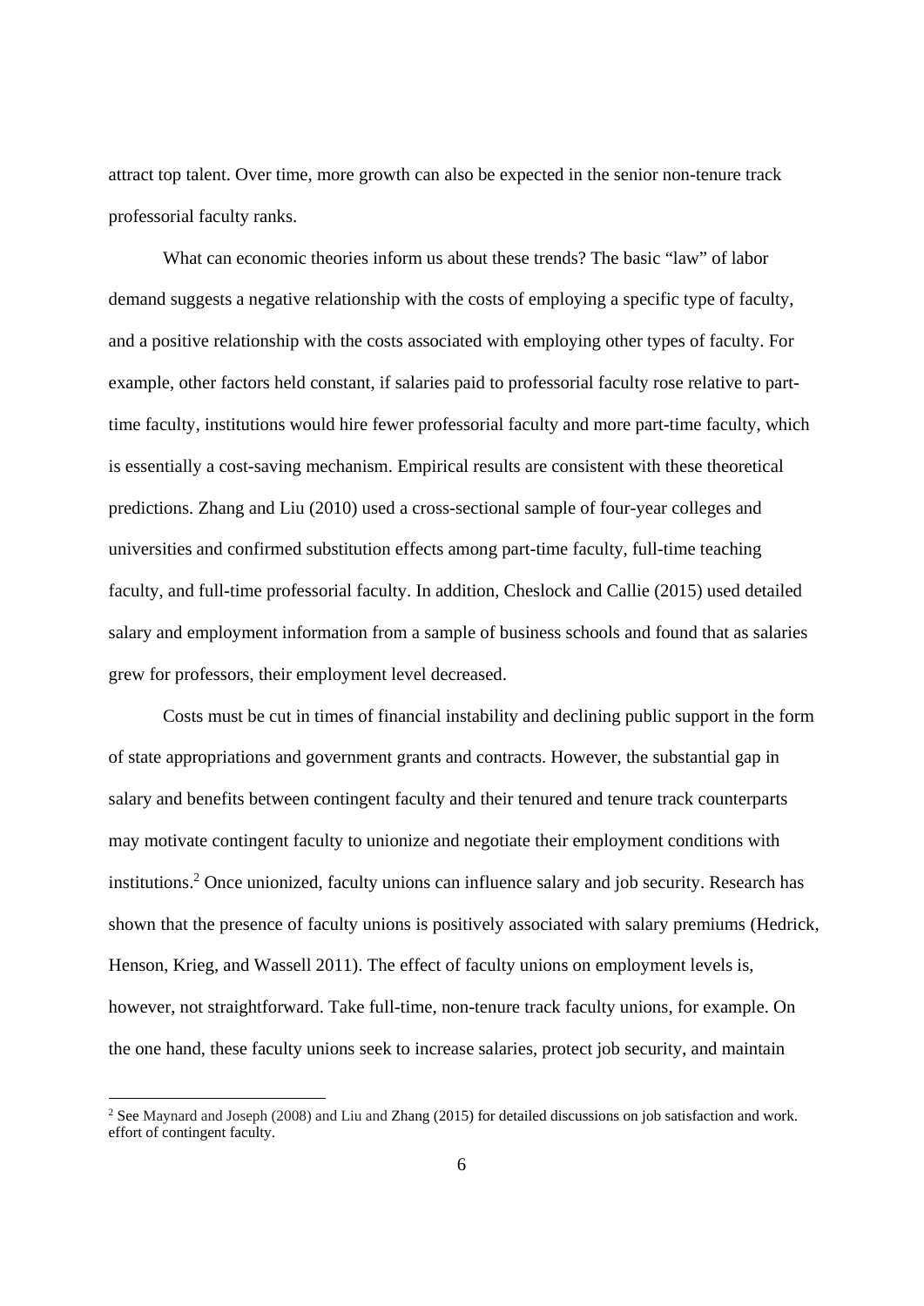attract top talent. Over time, more growth can also be expected in the senior non-tenure track professorial faculty ranks.

What can economic theories inform us about these trends? The basic "law" of labor demand suggests a negative relationship with the costs of employing a specific type of faculty, and a positive relationship with the costs associated with employing other types of faculty. For example, other factors held constant, if salaries paid to professorial faculty rose relative to part-time faculty, institutions would hire fewer professorial faculty and more part-time faculty, which is essentially a cost-saving mechanism. Empirical results are consistent with these theoretical predictions. Zhang and Liu (2010) used a cross-sectional sample of four-year colleges and universities and confirmed substitution effects among part-time faculty, full-time teaching faculty, and full-time professorial faculty. In addition, Cheslock and Callie (2015) used detailed salary and employment information from a sample of business schools and found that as salaries grew for professors, their employment level decreased.

Costs must be cut in times of financial instability and declining public support in the form of state appropriations and government grants and contracts. However, the substantial gap in salary and benefits between contingent faculty and their tenured and tenure track counterparts may motivate contingent faculty to unionize and negotiate their employment conditions with institutions.[2] Once unionized, faculty unions can influence salary and job security. Research has shown that the presence of faculty unions is positively associated with salary premiums (Hedrick, Henson, Krieg, and Wassell 2011). The effect of faculty unions on employment levels is, however, not straightforward. Take full-time, non-tenure track faculty unions, for example. On the one hand, these faculty unions seek to increase salaries, protect job security, and maintain

[2] See Maynard and Joseph (2008) and Liu and Zhang (2015) for detailed discussions on job satisfaction and work. effort of contingent faculty.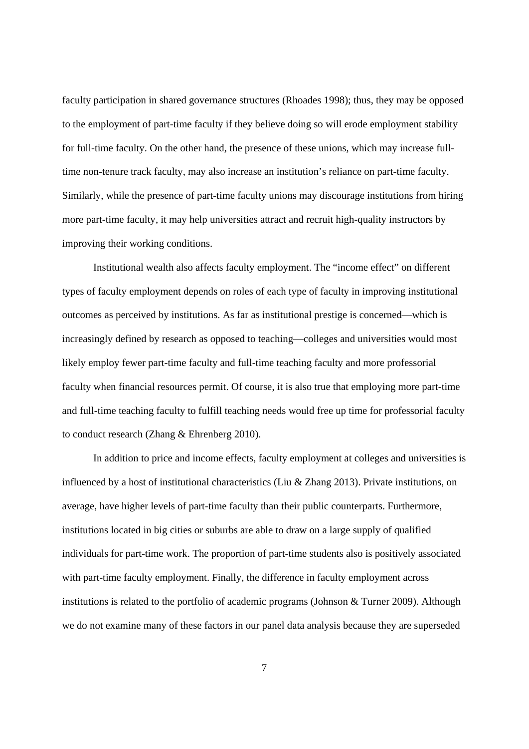faculty participation in shared governance structures (Rhoades 1998); thus, they may be opposed to the employment of part-time faculty if they believe doing so will erode employment stability for full-time faculty. On the other hand, the presence of these unions, which may increase full-time non-tenure track faculty, may also increase an institution's reliance on part-time faculty. Similarly, while the presence of part-time faculty unions may discourage institutions from hiring more part-time faculty, it may help universities attract and recruit high-quality instructors by improving their working conditions.

Institutional wealth also affects faculty employment. The "income effect" on different types of faculty employment depends on roles of each type of faculty in improving institutional outcomes as perceived by institutions. As far as institutional prestige is concerned—which is increasingly defined by research as opposed to teaching—colleges and universities would most likely employ fewer part-time faculty and full-time teaching faculty and more professorial faculty when financial resources permit. Of course, it is also true that employing more part-time and full-time teaching faculty to fulfill teaching needs would free up time for professorial faculty to conduct research (Zhang & Ehrenberg 2010).

In addition to price and income effects, faculty employment at colleges and universities is influenced by a host of institutional characteristics (Liu & Zhang 2013). Private institutions, on average, have higher levels of part-time faculty than their public counterparts. Furthermore, institutions located in big cities or suburbs are able to draw on a large supply of qualified individuals for part-time work. The proportion of part-time students also is positively associated with part-time faculty employment. Finally, the difference in faculty employment across institutions is related to the portfolio of academic programs (Johnson & Turner 2009). Although we do not examine many of these factors in our panel data analysis because they are superseded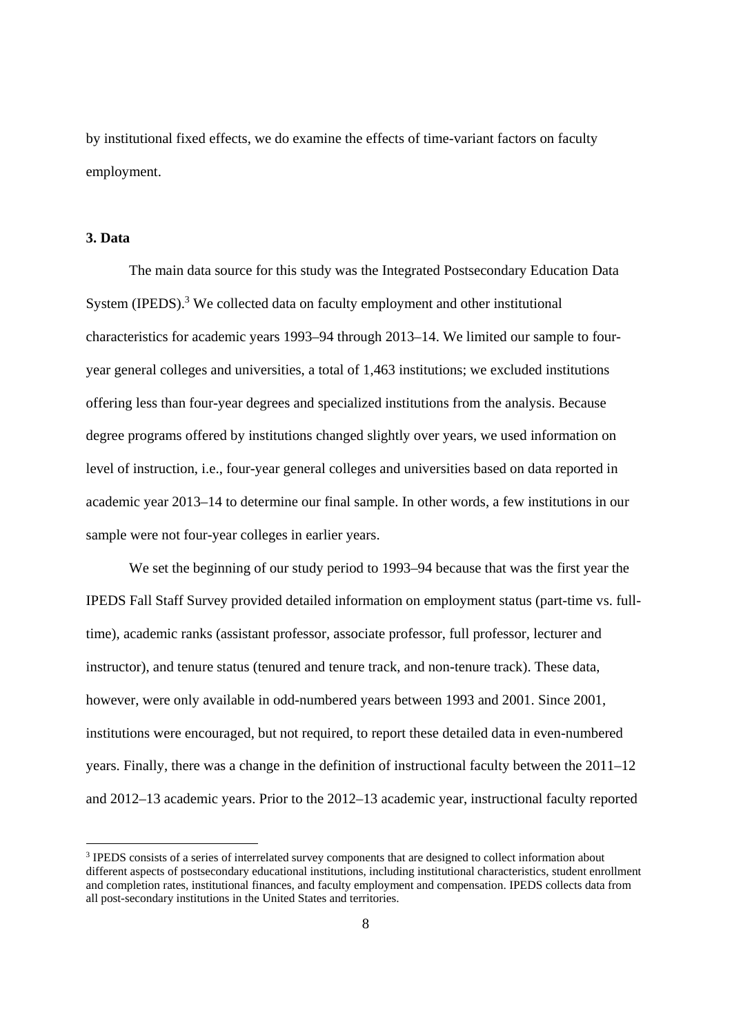by institutional fixed effects, we do examine the effects of time-variant factors on faculty employment.

### 3. Data

The main data source for this study was the Integrated Postsecondary Education Data System (IPEDS).[3] We collected data on faculty employment and other institutional characteristics for academic years 1993–94 through 2013–14. We limited our sample to four-year general colleges and universities, a total of 1,463 institutions; we excluded institutions offering less than four-year degrees and specialized institutions from the analysis. Because degree programs offered by institutions changed slightly over years, we used information on level of instruction, i.e., four-year general colleges and universities based on data reported in academic year 2013–14 to determine our final sample. In other words, a few institutions in our sample were not four-year colleges in earlier years.

We set the beginning of our study period to 1993–94 because that was the first year the IPEDS Fall Staff Survey provided detailed information on employment status (part-time vs. full-time), academic ranks (assistant professor, associate professor, full professor, lecturer and instructor), and tenure status (tenured and tenure track, and non-tenure track). These data, however, were only available in odd-numbered years between 1993 and 2001. Since 2001, institutions were encouraged, but not required, to report these detailed data in even-numbered years. Finally, there was a change in the definition of instructional faculty between the 2011–12 and 2012–13 academic years. Prior to the 2012–13 academic year, instructional faculty reported

[3] IPEDS consists of a series of interrelated survey components that are designed to collect information about different aspects of postsecondary educational institutions, including institutional characteristics, student enrollment and completion rates, institutional finances, and faculty employment and compensation. IPEDS collects data from all post-secondary institutions in the United States and territories.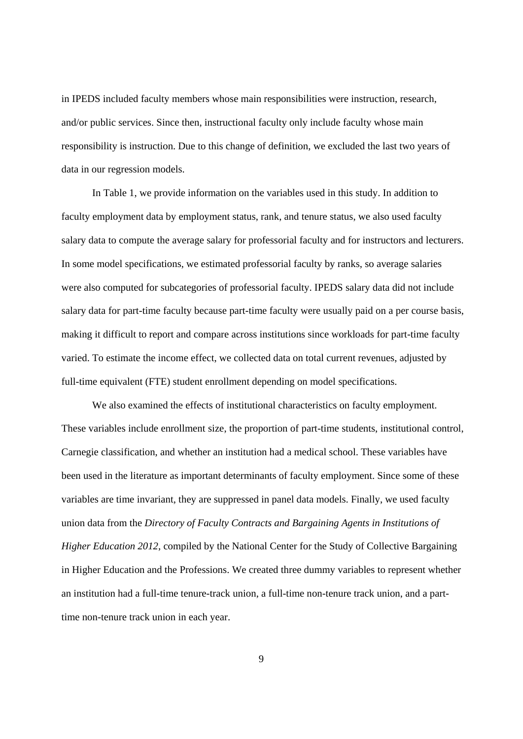in IPEDS included faculty members whose main responsibilities were instruction, research, and/or public services. Since then, instructional faculty only include faculty whose main responsibility is instruction. Due to this change of definition, we excluded the last two years of data in our regression models.

In Table 1, we provide information on the variables used in this study. In addition to faculty employment data by employment status, rank, and tenure status, we also used faculty salary data to compute the average salary for professorial faculty and for instructors and lecturers. In some model specifications, we estimated professorial faculty by ranks, so average salaries were also computed for subcategories of professorial faculty. IPEDS salary data did not include salary data for part-time faculty because part-time faculty were usually paid on a per course basis, making it difficult to report and compare across institutions since workloads for part-time faculty varied. To estimate the income effect, we collected data on total current revenues, adjusted by full-time equivalent (FTE) student enrollment depending on model specifications.

We also examined the effects of institutional characteristics on faculty employment. These variables include enrollment size, the proportion of part-time students, institutional control, Carnegie classification, and whether an institution had a medical school. These variables have been used in the literature as important determinants of faculty employment. Since some of these variables are time invariant, they are suppressed in panel data models. Finally, we used faculty union data from the *Directory of Faculty Contracts and Bargaining Agents in Institutions of Higher Education 2012*, compiled by the National Center for the Study of Collective Bargaining in Higher Education and the Professions. We created three dummy variables to represent whether an institution had a full-time tenure-track union, a full-time non-tenure track union, and a part-time non-tenure track union in each year.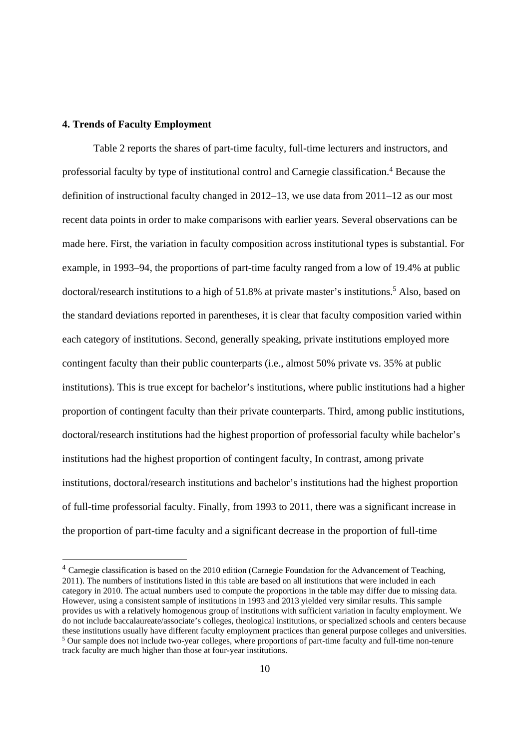**4. Trends of Faculty Employment**

Table 2 reports the shares of part-time faculty, full-time lecturers and instructors, and professorial faculty by type of institutional control and Carnegie classification.[4] Because the definition of instructional faculty changed in 2012–13, we use data from 2011–12 as our most recent data points in order to make comparisons with earlier years. Several observations can be made here. First, the variation in faculty composition across institutional types is substantial. For example, in 1993–94, the proportions of part-time faculty ranged from a low of 19.4% at public doctoral/research institutions to a high of 51.8% at private master's institutions.[5] Also, based on the standard deviations reported in parentheses, it is clear that faculty composition varied within each category of institutions. Second, generally speaking, private institutions employed more contingent faculty than their public counterparts (i.e., almost 50% private vs. 35% at public institutions). This is true except for bachelor's institutions, where public institutions had a higher proportion of contingent faculty than their private counterparts. Third, among public institutions, doctoral/research institutions had the highest proportion of professorial faculty while bachelor's institutions had the highest proportion of contingent faculty, In contrast, among private institutions, doctoral/research institutions and bachelor's institutions had the highest proportion of full-time professorial faculty. Finally, from 1993 to 2011, there was a significant increase in the proportion of part-time faculty and a significant decrease in the proportion of full-time

[4] Carnegie classification is based on the 2010 edition (Carnegie Foundation for the Advancement of Teaching, 2011). The numbers of institutions listed in this table are based on all institutions that were included in each category in 2010. The actual numbers used to compute the proportions in the table may differ due to missing data. However, using a consistent sample of institutions in 1993 and 2013 yielded very similar results. This sample provides us with a relatively homogenous group of institutions with sufficient variation in faculty employment. We do not include baccalaureate/associate's colleges, theological institutions, or specialized schools and centers because these institutions usually have different faculty employment practices than general purpose colleges and universities.

[5] Our sample does not include two-year colleges, where proportions of part-time faculty and full-time non-tenure track faculty are much higher than those at four-year institutions.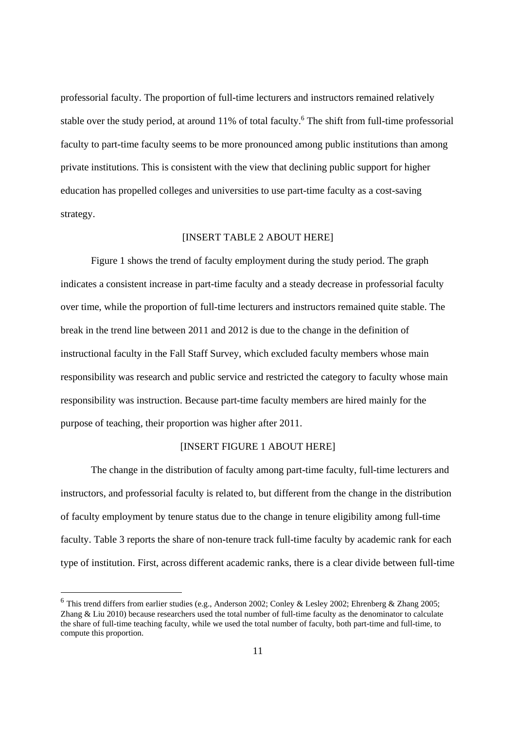professorial faculty. The proportion of full-time lecturers and instructors remained relatively stable over the study period, at around 11% of total faculty.[6] The shift from full-time professorial faculty to part-time faculty seems to be more pronounced among public institutions than among private institutions. This is consistent with the view that declining public support for higher education has propelled colleges and universities to use part-time faculty as a cost-saving strategy.

[INSERT TABLE 2 ABOUT HERE]

Figure 1 shows the trend of faculty employment during the study period. The graph indicates a consistent increase in part-time faculty and a steady decrease in professorial faculty over time, while the proportion of full-time lecturers and instructors remained quite stable. The break in the trend line between 2011 and 2012 is due to the change in the definition of instructional faculty in the Fall Staff Survey, which excluded faculty members whose main responsibility was research and public service and restricted the category to faculty whose main responsibility was instruction. Because part-time faculty members are hired mainly for the purpose of teaching, their proportion was higher after 2011.

[INSERT FIGURE 1 ABOUT HERE]

The change in the distribution of faculty among part-time faculty, full-time lecturers and instructors, and professorial faculty is related to, but different from the change in the distribution of faculty employment by tenure status due to the change in tenure eligibility among full-time faculty. Table 3 reports the share of non-tenure track full-time faculty by academic rank for each type of institution. First, across different academic ranks, there is a clear divide between full-time

[6] This trend differs from earlier studies (e.g., Anderson 2002; Conley & Lesley 2002; Ehrenberg & Zhang 2005; Zhang & Liu 2010) because researchers used the total number of full-time faculty as the denominator to calculate the share of full-time teaching faculty, while we used the total number of faculty, both part-time and full-time, to compute this proportion.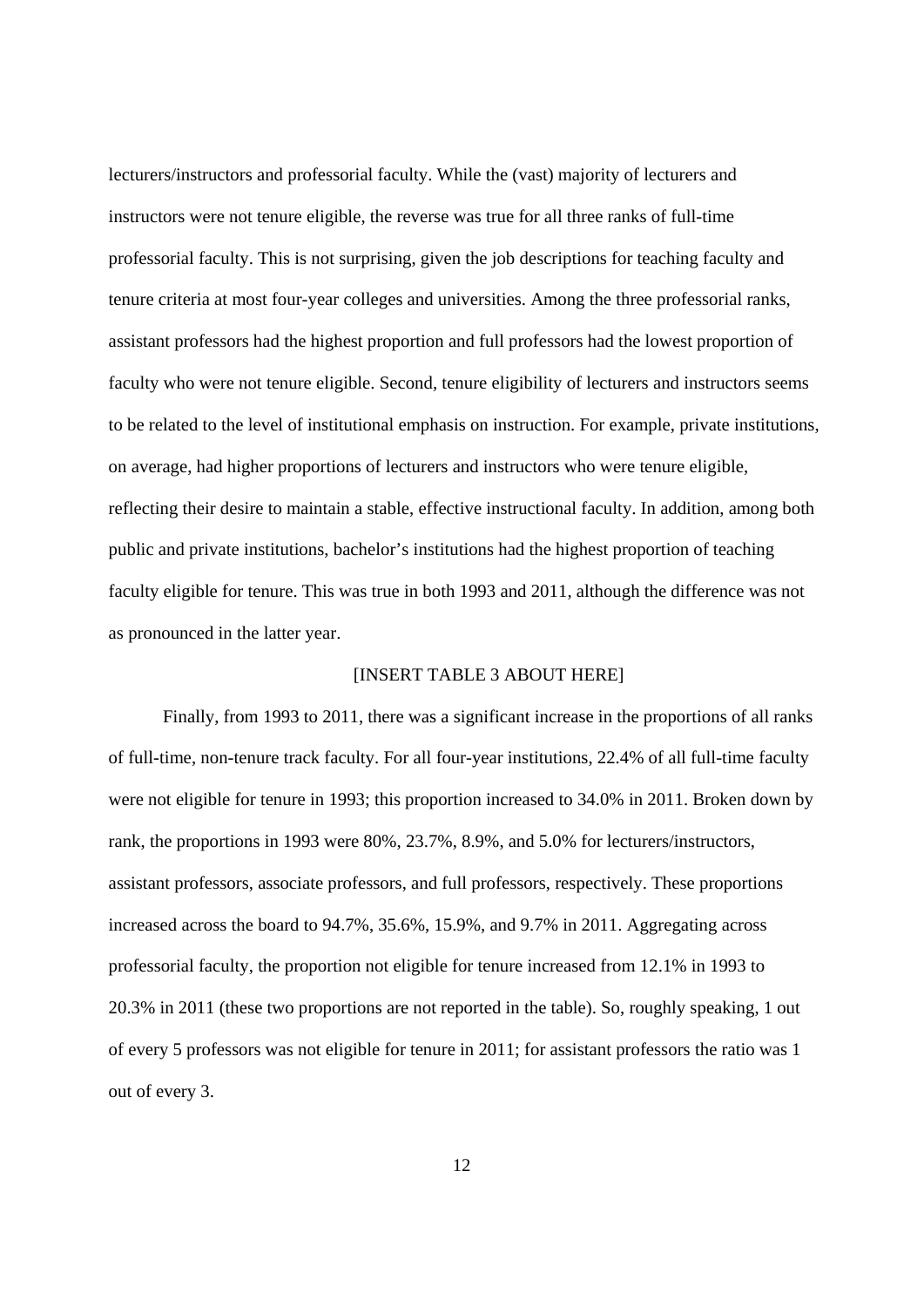lecturers/instructors and professorial faculty. While the (vast) majority of lecturers and instructors were not tenure eligible, the reverse was true for all three ranks of full-time professorial faculty. This is not surprising, given the job descriptions for teaching faculty and tenure criteria at most four-year colleges and universities. Among the three professorial ranks, assistant professors had the highest proportion and full professors had the lowest proportion of faculty who were not tenure eligible. Second, tenure eligibility of lecturers and instructors seems to be related to the level of institutional emphasis on instruction. For example, private institutions, on average, had higher proportions of lecturers and instructors who were tenure eligible, reflecting their desire to maintain a stable, effective instructional faculty. In addition, among both public and private institutions, bachelor's institutions had the highest proportion of teaching faculty eligible for tenure. This was true in both 1993 and 2011, although the difference was not as pronounced in the latter year.

[INSERT TABLE 3 ABOUT HERE]

Finally, from 1993 to 2011, there was a significant increase in the proportions of all ranks of full-time, non-tenure track faculty. For all four-year institutions, 22.4% of all full-time faculty were not eligible for tenure in 1993; this proportion increased to 34.0% in 2011. Broken down by rank, the proportions in 1993 were 80%, 23.7%, 8.9%, and 5.0% for lecturers/instructors, assistant professors, associate professors, and full professors, respectively. These proportions increased across the board to 94.7%, 35.6%, 15.9%, and 9.7% in 2011. Aggregating across professorial faculty, the proportion not eligible for tenure increased from 12.1% in 1993 to 20.3% in 2011 (these two proportions are not reported in the table). So, roughly speaking, 1 out of every 5 professors was not eligible for tenure in 2011; for assistant professors the ratio was 1 out of every 3.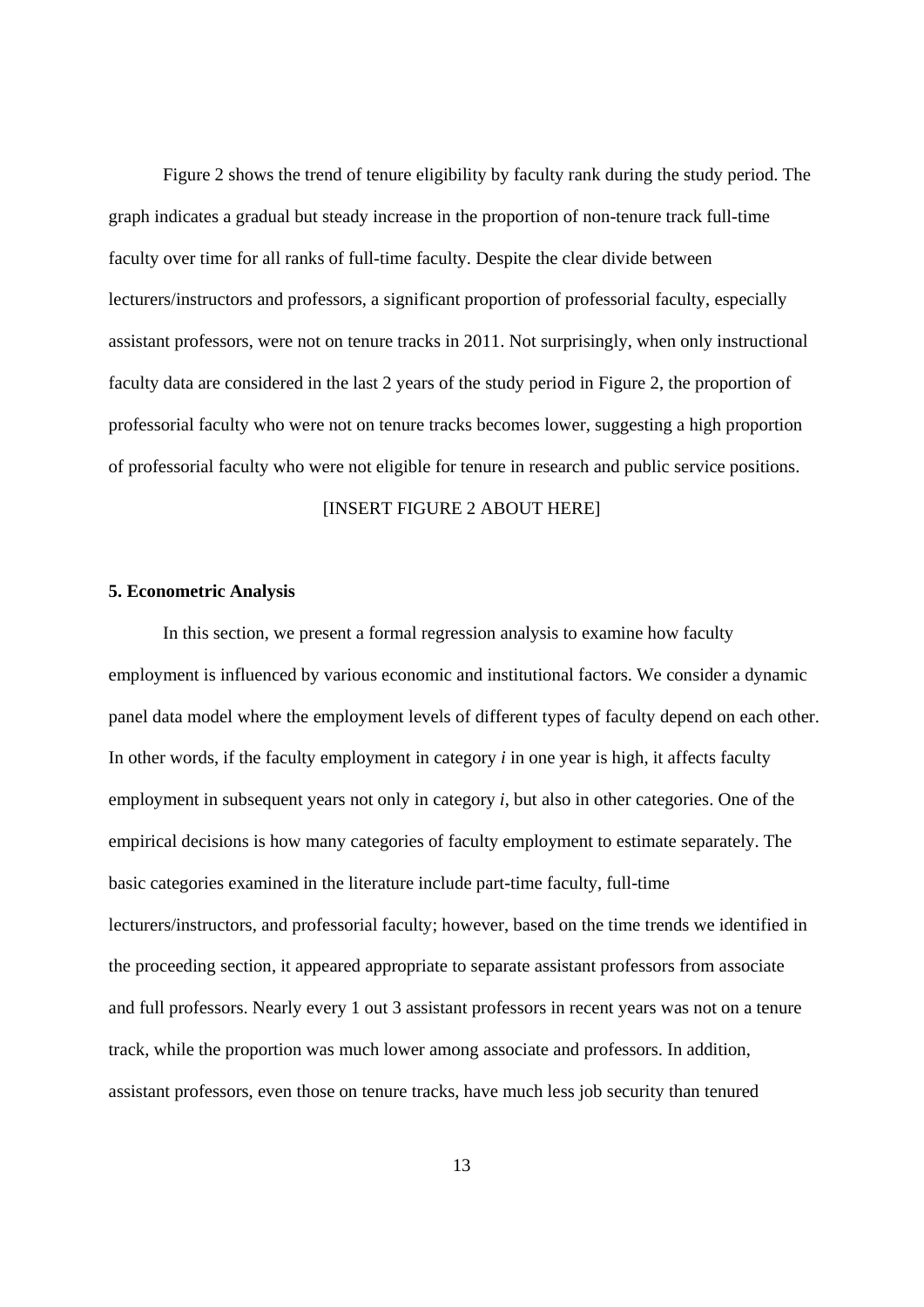Figure 2 shows the trend of tenure eligibility by faculty rank during the study period. The graph indicates a gradual but steady increase in the proportion of non-tenure track full-time faculty over time for all ranks of full-time faculty. Despite the clear divide between lecturers/instructors and professors, a significant proportion of professorial faculty, especially assistant professors, were not on tenure tracks in 2011. Not surprisingly, when only instructional faculty data are considered in the last 2 years of the study period in Figure 2, the proportion of professorial faculty who were not on tenure tracks becomes lower, suggesting a high proportion of professorial faculty who were not eligible for tenure in research and public service positions.

[INSERT FIGURE 2 ABOUT HERE]

**5. Econometric Analysis**

In this section, we present a formal regression analysis to examine how faculty employment is influenced by various economic and institutional factors. We consider a dynamic panel data model where the employment levels of different types of faculty depend on each other. In other words, if the faculty employment in category *i* in one year is high, it affects faculty employment in subsequent years not only in category *i*, but also in other categories. One of the empirical decisions is how many categories of faculty employment to estimate separately. The basic categories examined in the literature include part-time faculty, full-time lecturers/instructors, and professorial faculty; however, based on the time trends we identified in the proceeding section, it appeared appropriate to separate assistant professors from associate and full professors. Nearly every 1 out 3 assistant professors in recent years was not on a tenure track, while the proportion was much lower among associate and professors. In addition, assistant professors, even those on tenure tracks, have much less job security than tenured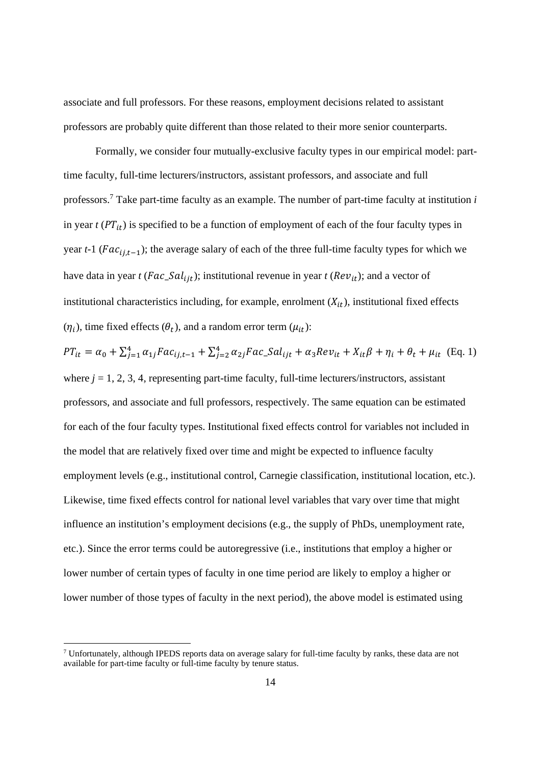associate and full professors. For these reasons, employment decisions related to assistant professors are probably quite different than those related to their more senior counterparts.

Formally, we consider four mutually-exclusive faculty types in our empirical model: part-time faculty, full-time lecturers/instructors, assistant professors, and associate and full professors.[7] Take part-time faculty as an example. The number of part-time faculty at institution *i* in year *t* ($PT_{it}$) is specified to be a function of employment of each of the four faculty types in year *t*-1 ($Fac_{ij,t-1}$); the average salary of each of the three full-time faculty types for which we have data in year *t* ($Fac\_Sal_{ijt}$); institutional revenue in year *t* ($Rev_{it}$); and a vector of institutional characteristics including, for example, enrolment ($X_{it}$), institutional fixed effects ($\eta_i$), time fixed effects ($\theta_t$), and a random error term ($\mu_{it}$):

$$PT_{it} = \alpha_0 + \sum_{j=1}^{4} \alpha_{1j} Fac_{ij,t-1} + \sum_{j=2}^{4} \alpha_{2j} Fac\_Sal_{ijt} + \alpha_3 Rev_{it} + X_{it}\beta + \eta_i + \theta_t + \mu_{it} \quad \text{(Eq. 1)}$$

where $j$ = 1, 2, 3, 4, representing part-time faculty, full-time lecturers/instructors, assistant professors, and associate and full professors, respectively. The same equation can be estimated for each of the four faculty types. Institutional fixed effects control for variables not included in the model that are relatively fixed over time and might be expected to influence faculty employment levels (e.g., institutional control, Carnegie classification, institutional location, etc.). Likewise, time fixed effects control for national level variables that vary over time that might influence an institution's employment decisions (e.g., the supply of PhDs, unemployment rate, etc.). Since the error terms could be autoregressive (i.e., institutions that employ a higher or lower number of certain types of faculty in one time period are likely to employ a higher or lower number of those types of faculty in the next period), the above model is estimated using

[7] Unfortunately, although IPEDS reports data on average salary for full-time faculty by ranks, these data are not available for part-time faculty or full-time faculty by tenure status.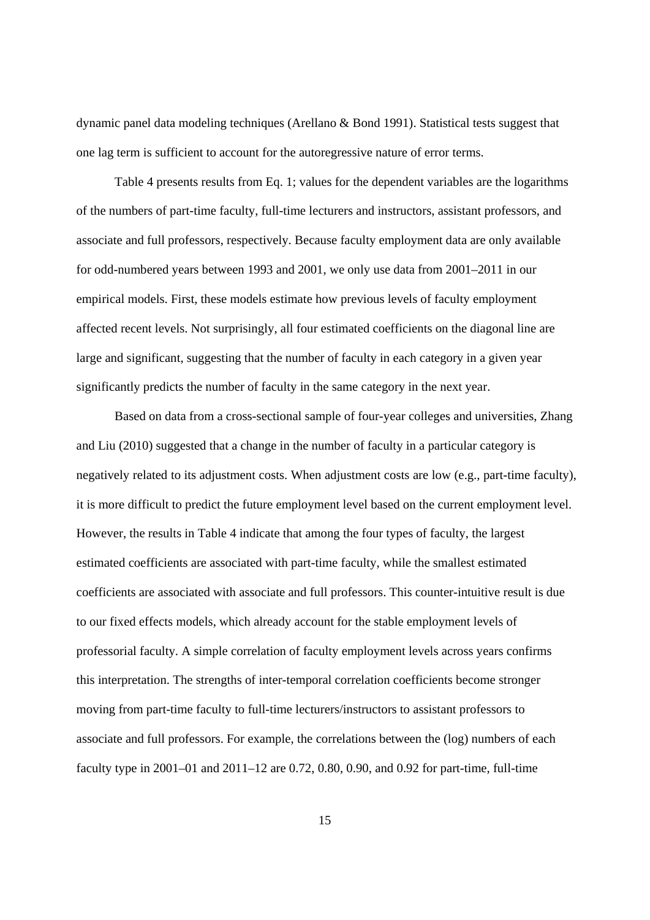dynamic panel data modeling techniques (Arellano & Bond 1991). Statistical tests suggest that one lag term is sufficient to account for the autoregressive nature of error terms.

Table 4 presents results from Eq. 1; values for the dependent variables are the logarithms of the numbers of part-time faculty, full-time lecturers and instructors, assistant professors, and associate and full professors, respectively. Because faculty employment data are only available for odd-numbered years between 1993 and 2001, we only use data from 2001–2011 in our empirical models. First, these models estimate how previous levels of faculty employment affected recent levels. Not surprisingly, all four estimated coefficients on the diagonal line are large and significant, suggesting that the number of faculty in each category in a given year significantly predicts the number of faculty in the same category in the next year.

Based on data from a cross-sectional sample of four-year colleges and universities, Zhang and Liu (2010) suggested that a change in the number of faculty in a particular category is negatively related to its adjustment costs. When adjustment costs are low (e.g., part-time faculty), it is more difficult to predict the future employment level based on the current employment level. However, the results in Table 4 indicate that among the four types of faculty, the largest estimated coefficients are associated with part-time faculty, while the smallest estimated coefficients are associated with associate and full professors. This counter-intuitive result is due to our fixed effects models, which already account for the stable employment levels of professorial faculty. A simple correlation of faculty employment levels across years confirms this interpretation. The strengths of inter-temporal correlation coefficients become stronger moving from part-time faculty to full-time lecturers/instructors to assistant professors to associate and full professors. For example, the correlations between the (log) numbers of each faculty type in 2001–01 and 2011–12 are 0.72, 0.80, 0.90, and 0.92 for part-time, full-time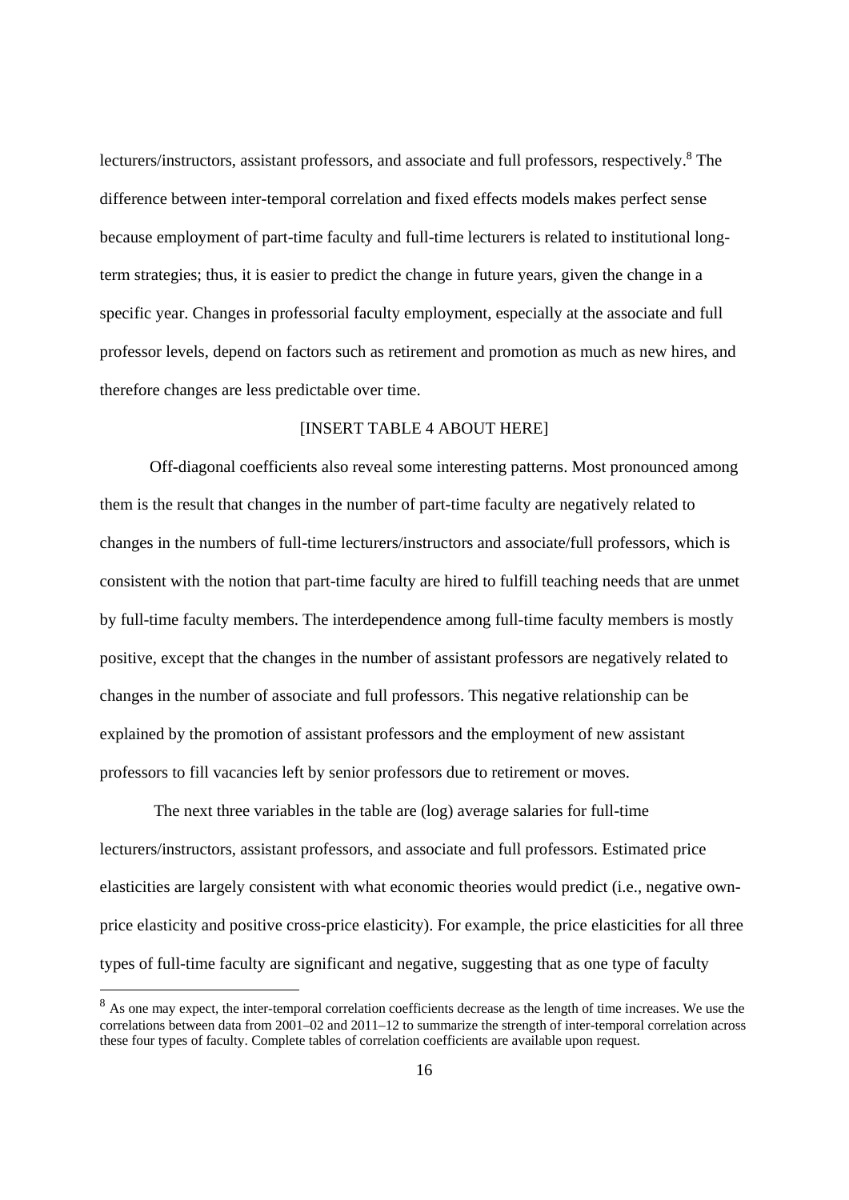lecturers/instructors, assistant professors, and associate and full professors, respectively.[8] The difference between inter-temporal correlation and fixed effects models makes perfect sense because employment of part-time faculty and full-time lecturers is related to institutional long-term strategies; thus, it is easier to predict the change in future years, given the change in a specific year. Changes in professorial faculty employment, especially at the associate and full professor levels, depend on factors such as retirement and promotion as much as new hires, and therefore changes are less predictable over time.

[INSERT TABLE 4 ABOUT HERE]

Off-diagonal coefficients also reveal some interesting patterns. Most pronounced among them is the result that changes in the number of part-time faculty are negatively related to changes in the numbers of full-time lecturers/instructors and associate/full professors, which is consistent with the notion that part-time faculty are hired to fulfill teaching needs that are unmet by full-time faculty members. The interdependence among full-time faculty members is mostly positive, except that the changes in the number of assistant professors are negatively related to changes in the number of associate and full professors. This negative relationship can be explained by the promotion of assistant professors and the employment of new assistant professors to fill vacancies left by senior professors due to retirement or moves.

The next three variables in the table are (log) average salaries for full-time lecturers/instructors, assistant professors, and associate and full professors. Estimated price elasticities are largely consistent with what economic theories would predict (i.e., negative own-price elasticity and positive cross-price elasticity). For example, the price elasticities for all three types of full-time faculty are significant and negative, suggesting that as one type of faculty

[8] As one may expect, the inter-temporal correlation coefficients decrease as the length of time increases. We use the correlations between data from 2001–02 and 2011–12 to summarize the strength of inter-temporal correlation across these four types of faculty. Complete tables of correlation coefficients are available upon request.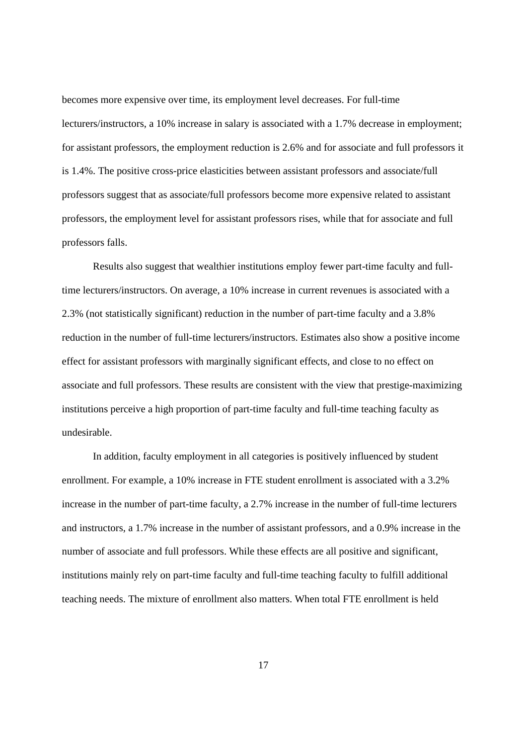becomes more expensive over time, its employment level decreases. For full-time lecturers/instructors, a 10% increase in salary is associated with a 1.7% decrease in employment; for assistant professors, the employment reduction is 2.6% and for associate and full professors it is 1.4%. The positive cross-price elasticities between assistant professors and associate/full professors suggest that as associate/full professors become more expensive related to assistant professors, the employment level for assistant professors rises, while that for associate and full professors falls.

Results also suggest that wealthier institutions employ fewer part-time faculty and full-time lecturers/instructors. On average, a 10% increase in current revenues is associated with a 2.3% (not statistically significant) reduction in the number of part-time faculty and a 3.8% reduction in the number of full-time lecturers/instructors. Estimates also show a positive income effect for assistant professors with marginally significant effects, and close to no effect on associate and full professors. These results are consistent with the view that prestige-maximizing institutions perceive a high proportion of part-time faculty and full-time teaching faculty as undesirable.

In addition, faculty employment in all categories is positively influenced by student enrollment. For example, a 10% increase in FTE student enrollment is associated with a 3.2% increase in the number of part-time faculty, a 2.7% increase in the number of full-time lecturers and instructors, a 1.7% increase in the number of assistant professors, and a 0.9% increase in the number of associate and full professors. While these effects are all positive and significant, institutions mainly rely on part-time faculty and full-time teaching faculty to fulfill additional teaching needs. The mixture of enrollment also matters. When total FTE enrollment is held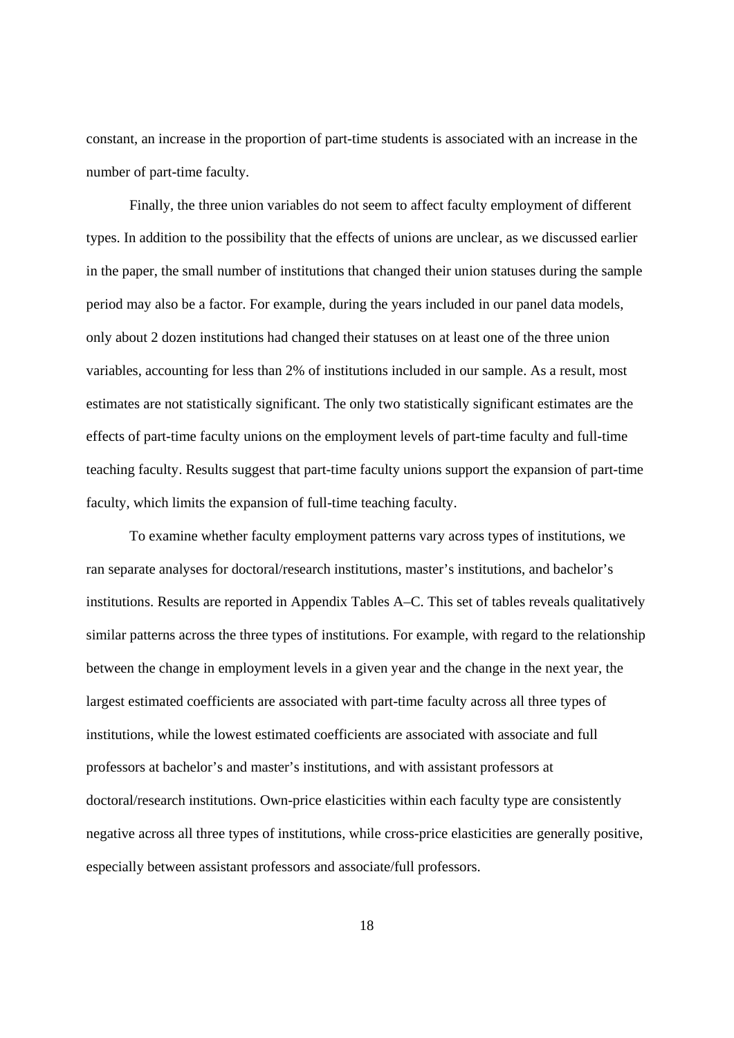constant, an increase in the proportion of part-time students is associated with an increase in the number of part-time faculty.

Finally, the three union variables do not seem to affect faculty employment of different types. In addition to the possibility that the effects of unions are unclear, as we discussed earlier in the paper, the small number of institutions that changed their union statuses during the sample period may also be a factor. For example, during the years included in our panel data models, only about 2 dozen institutions had changed their statuses on at least one of the three union variables, accounting for less than 2% of institutions included in our sample. As a result, most estimates are not statistically significant. The only two statistically significant estimates are the effects of part-time faculty unions on the employment levels of part-time faculty and full-time teaching faculty. Results suggest that part-time faculty unions support the expansion of part-time faculty, which limits the expansion of full-time teaching faculty.

To examine whether faculty employment patterns vary across types of institutions, we ran separate analyses for doctoral/research institutions, master's institutions, and bachelor's institutions. Results are reported in Appendix Tables A–C. This set of tables reveals qualitatively similar patterns across the three types of institutions. For example, with regard to the relationship between the change in employment levels in a given year and the change in the next year, the largest estimated coefficients are associated with part-time faculty across all three types of institutions, while the lowest estimated coefficients are associated with associate and full professors at bachelor's and master's institutions, and with assistant professors at doctoral/research institutions. Own-price elasticities within each faculty type are consistently negative across all three types of institutions, while cross-price elasticities are generally positive, especially between assistant professors and associate/full professors.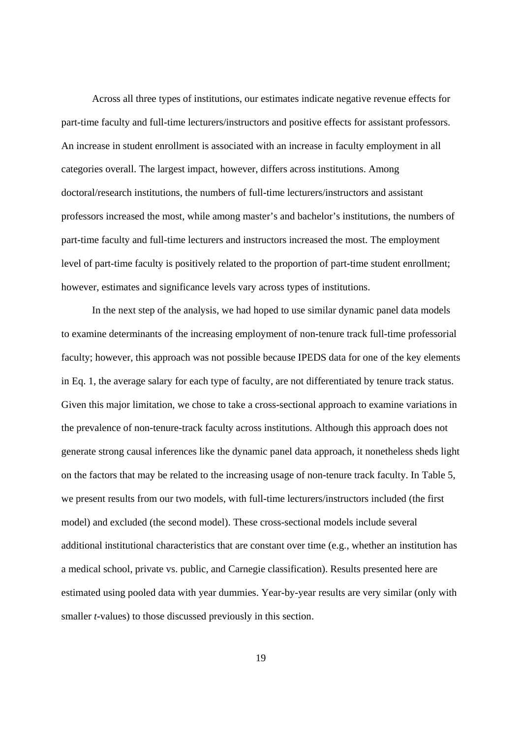Across all three types of institutions, our estimates indicate negative revenue effects for part-time faculty and full-time lecturers/instructors and positive effects for assistant professors. An increase in student enrollment is associated with an increase in faculty employment in all categories overall. The largest impact, however, differs across institutions. Among doctoral/research institutions, the numbers of full-time lecturers/instructors and assistant professors increased the most, while among master's and bachelor's institutions, the numbers of part-time faculty and full-time lecturers and instructors increased the most. The employment level of part-time faculty is positively related to the proportion of part-time student enrollment; however, estimates and significance levels vary across types of institutions.

In the next step of the analysis, we had hoped to use similar dynamic panel data models to examine determinants of the increasing employment of non-tenure track full-time professorial faculty; however, this approach was not possible because IPEDS data for one of the key elements in Eq. 1, the average salary for each type of faculty, are not differentiated by tenure track status. Given this major limitation, we chose to take a cross-sectional approach to examine variations in the prevalence of non-tenure-track faculty across institutions. Although this approach does not generate strong causal inferences like the dynamic panel data approach, it nonetheless sheds light on the factors that may be related to the increasing usage of non-tenure track faculty. In Table 5, we present results from our two models, with full-time lecturers/instructors included (the first model) and excluded (the second model). These cross-sectional models include several additional institutional characteristics that are constant over time (e.g., whether an institution has a medical school, private vs. public, and Carnegie classification). Results presented here are estimated using pooled data with year dummies. Year-by-year results are very similar (only with smaller *t*-values) to those discussed previously in this section.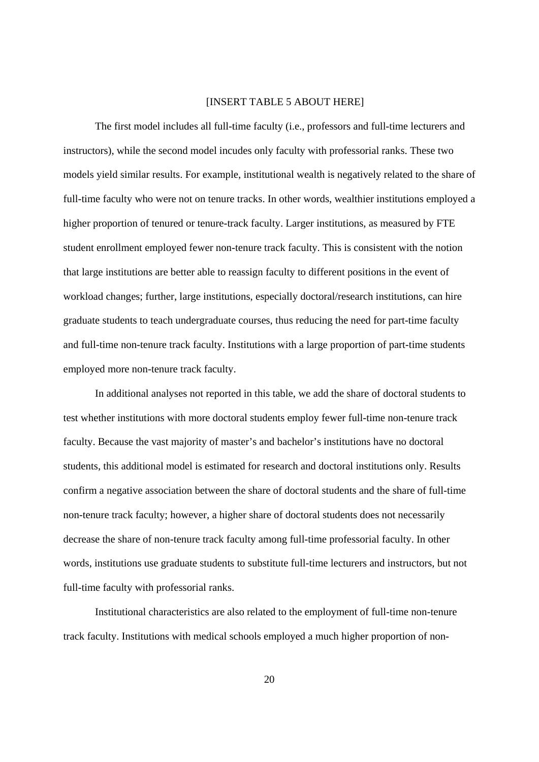[INSERT TABLE 5 ABOUT HERE]

The first model includes all full-time faculty (i.e., professors and full-time lecturers and instructors), while the second model incudes only faculty with professorial ranks. These two models yield similar results. For example, institutional wealth is negatively related to the share of full-time faculty who were not on tenure tracks. In other words, wealthier institutions employed a higher proportion of tenured or tenure-track faculty. Larger institutions, as measured by FTE student enrollment employed fewer non-tenure track faculty. This is consistent with the notion that large institutions are better able to reassign faculty to different positions in the event of workload changes; further, large institutions, especially doctoral/research institutions, can hire graduate students to teach undergraduate courses, thus reducing the need for part-time faculty and full-time non-tenure track faculty. Institutions with a large proportion of part-time students employed more non-tenure track faculty.

In additional analyses not reported in this table, we add the share of doctoral students to test whether institutions with more doctoral students employ fewer full-time non-tenure track faculty. Because the vast majority of master's and bachelor's institutions have no doctoral students, this additional model is estimated for research and doctoral institutions only. Results confirm a negative association between the share of doctoral students and the share of full-time non-tenure track faculty; however, a higher share of doctoral students does not necessarily decrease the share of non-tenure track faculty among full-time professorial faculty. In other words, institutions use graduate students to substitute full-time lecturers and instructors, but not full-time faculty with professorial ranks.

Institutional characteristics are also related to the employment of full-time non-tenure track faculty. Institutions with medical schools employed a much higher proportion of non-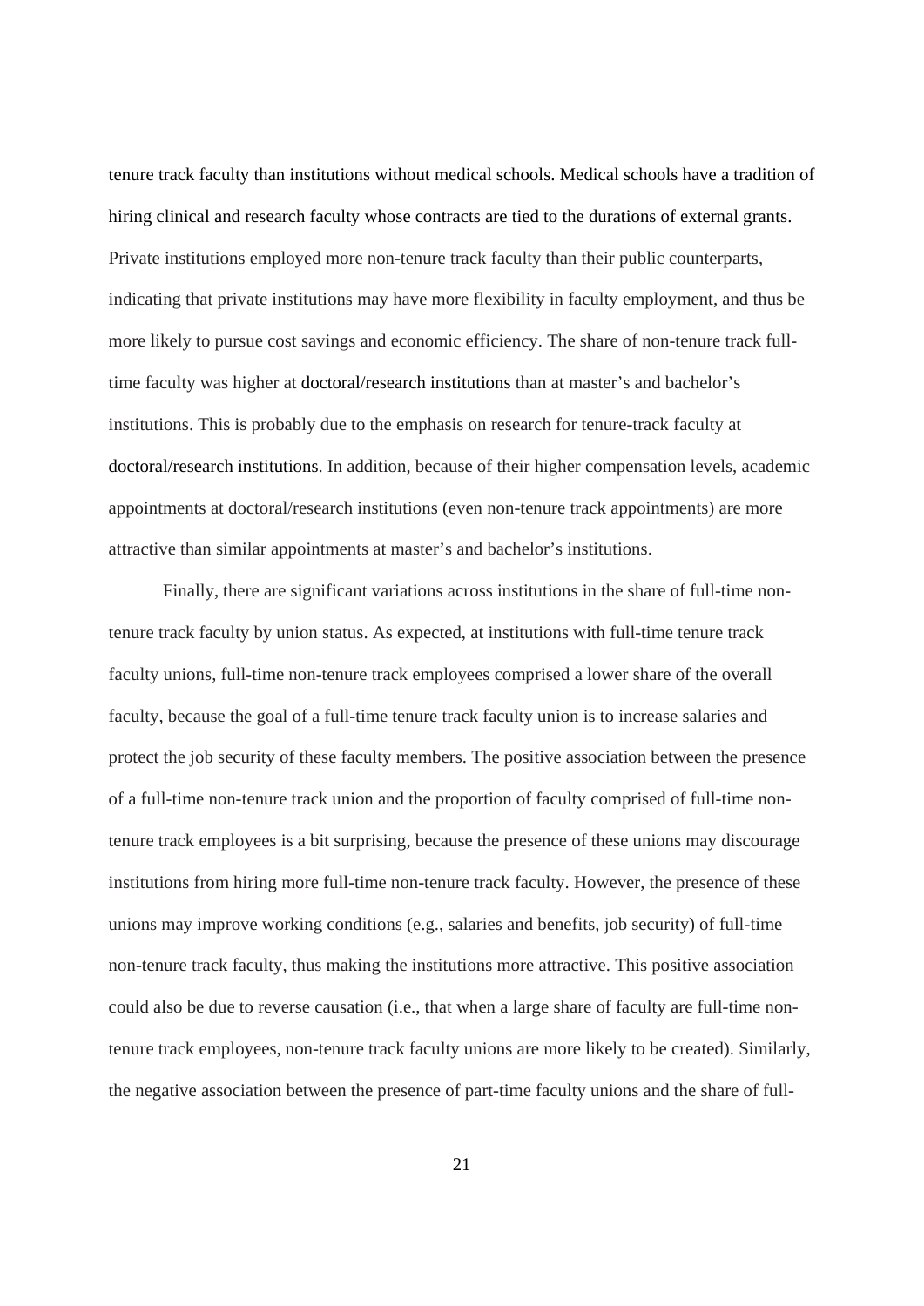tenure track faculty than institutions without medical schools. Medical schools have a tradition of hiring clinical and research faculty whose contracts are tied to the durations of external grants. Private institutions employed more non-tenure track faculty than their public counterparts, indicating that private institutions may have more flexibility in faculty employment, and thus be more likely to pursue cost savings and economic efficiency. The share of non-tenure track full-time faculty was higher at doctoral/research institutions than at master's and bachelor's institutions. This is probably due to the emphasis on research for tenure-track faculty at doctoral/research institutions. In addition, because of their higher compensation levels, academic appointments at doctoral/research institutions (even non-tenure track appointments) are more attractive than similar appointments at master's and bachelor's institutions.

Finally, there are significant variations across institutions in the share of full-time non-tenure track faculty by union status. As expected, at institutions with full-time tenure track faculty unions, full-time non-tenure track employees comprised a lower share of the overall faculty, because the goal of a full-time tenure track faculty union is to increase salaries and protect the job security of these faculty members. The positive association between the presence of a full-time non-tenure track union and the proportion of faculty comprised of full-time non-tenure track employees is a bit surprising, because the presence of these unions may discourage institutions from hiring more full-time non-tenure track faculty. However, the presence of these unions may improve working conditions (e.g., salaries and benefits, job security) of full-time non-tenure track faculty, thus making the institutions more attractive. This positive association could also be due to reverse causation (i.e., that when a large share of faculty are full-time non-tenure track employees, non-tenure track faculty unions are more likely to be created). Similarly, the negative association between the presence of part-time faculty unions and the share of full-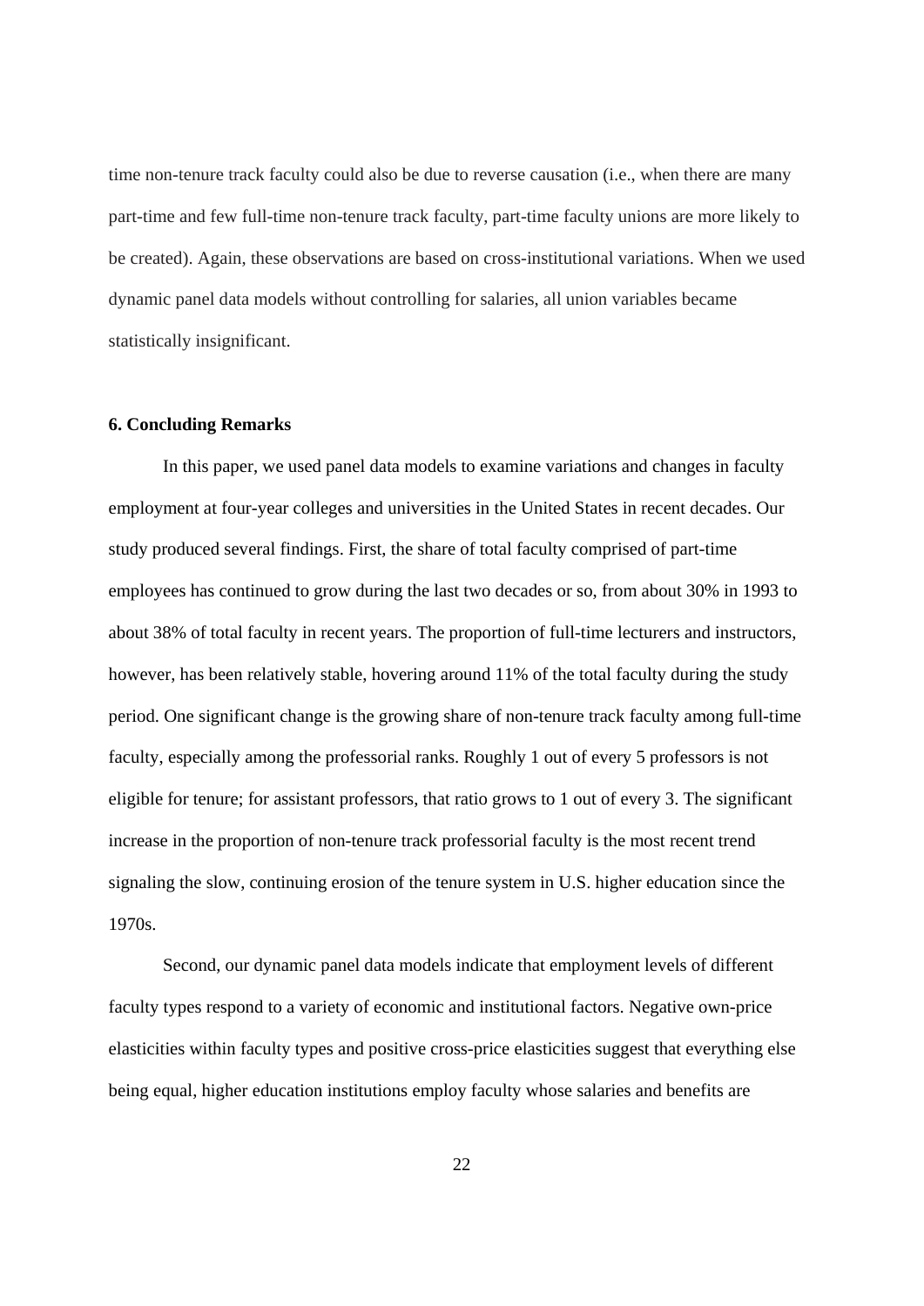time non-tenure track faculty could also be due to reverse causation (i.e., when there are many part-time and few full-time non-tenure track faculty, part-time faculty unions are more likely to be created). Again, these observations are based on cross-institutional variations. When we used dynamic panel data models without controlling for salaries, all union variables became statistically insignificant.

## 6. Concluding Remarks

In this paper, we used panel data models to examine variations and changes in faculty employment at four-year colleges and universities in the United States in recent decades. Our study produced several findings. First, the share of total faculty comprised of part-time employees has continued to grow during the last two decades or so, from about 30% in 1993 to about 38% of total faculty in recent years. The proportion of full-time lecturers and instructors, however, has been relatively stable, hovering around 11% of the total faculty during the study period. One significant change is the growing share of non-tenure track faculty among full-time faculty, especially among the professorial ranks. Roughly 1 out of every 5 professors is not eligible for tenure; for assistant professors, that ratio grows to 1 out of every 3. The significant increase in the proportion of non-tenure track professorial faculty is the most recent trend signaling the slow, continuing erosion of the tenure system in U.S. higher education since the 1970s.

Second, our dynamic panel data models indicate that employment levels of different faculty types respond to a variety of economic and institutional factors. Negative own-price elasticities within faculty types and positive cross-price elasticities suggest that everything else being equal, higher education institutions employ faculty whose salaries and benefits are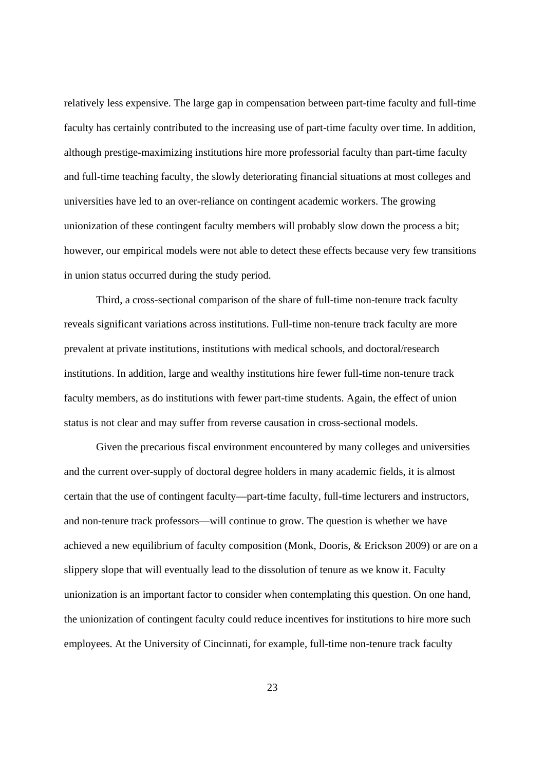relatively less expensive. The large gap in compensation between part-time faculty and full-time faculty has certainly contributed to the increasing use of part-time faculty over time. In addition, although prestige-maximizing institutions hire more professorial faculty than part-time faculty and full-time teaching faculty, the slowly deteriorating financial situations at most colleges and universities have led to an over-reliance on contingent academic workers. The growing unionization of these contingent faculty members will probably slow down the process a bit; however, our empirical models were not able to detect these effects because very few transitions in union status occurred during the study period.

Third, a cross-sectional comparison of the share of full-time non-tenure track faculty reveals significant variations across institutions. Full-time non-tenure track faculty are more prevalent at private institutions, institutions with medical schools, and doctoral/research institutions. In addition, large and wealthy institutions hire fewer full-time non-tenure track faculty members, as do institutions with fewer part-time students. Again, the effect of union status is not clear and may suffer from reverse causation in cross-sectional models.

Given the precarious fiscal environment encountered by many colleges and universities and the current over-supply of doctoral degree holders in many academic fields, it is almost certain that the use of contingent faculty—part-time faculty, full-time lecturers and instructors, and non-tenure track professors—will continue to grow. The question is whether we have achieved a new equilibrium of faculty composition (Monk, Dooris, & Erickson 2009) or are on a slippery slope that will eventually lead to the dissolution of tenure as we know it. Faculty unionization is an important factor to consider when contemplating this question. On one hand, the unionization of contingent faculty could reduce incentives for institutions to hire more such employees. At the University of Cincinnati, for example, full-time non-tenure track faculty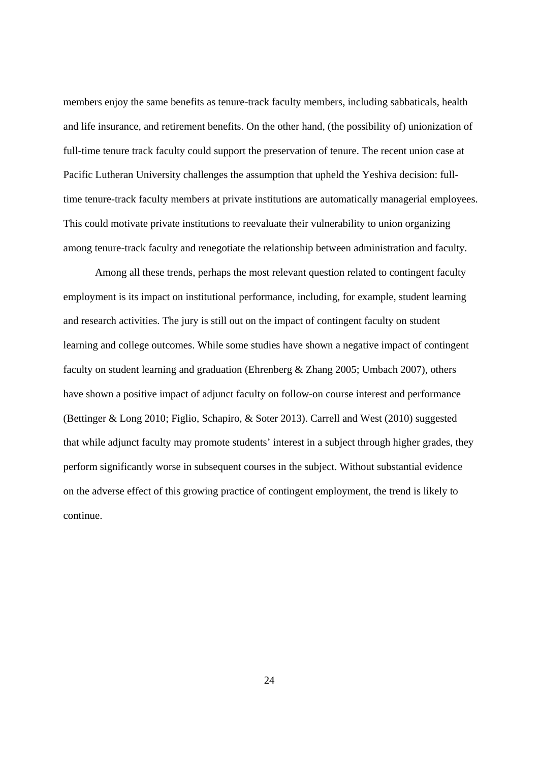members enjoy the same benefits as tenure-track faculty members, including sabbaticals, health and life insurance, and retirement benefits. On the other hand, (the possibility of) unionization of full-time tenure track faculty could support the preservation of tenure. The recent union case at Pacific Lutheran University challenges the assumption that upheld the Yeshiva decision: full-time tenure-track faculty members at private institutions are automatically managerial employees. This could motivate private institutions to reevaluate their vulnerability to union organizing among tenure-track faculty and renegotiate the relationship between administration and faculty.

Among all these trends, perhaps the most relevant question related to contingent faculty employment is its impact on institutional performance, including, for example, student learning and research activities. The jury is still out on the impact of contingent faculty on student learning and college outcomes. While some studies have shown a negative impact of contingent faculty on student learning and graduation (Ehrenberg & Zhang 2005; Umbach 2007), others have shown a positive impact of adjunct faculty on follow-on course interest and performance (Bettinger & Long 2010; Figlio, Schapiro, & Soter 2013). Carrell and West (2010) suggested that while adjunct faculty may promote students' interest in a subject through higher grades, they perform significantly worse in subsequent courses in the subject. Without substantial evidence on the adverse effect of this growing practice of contingent employment, the trend is likely to continue.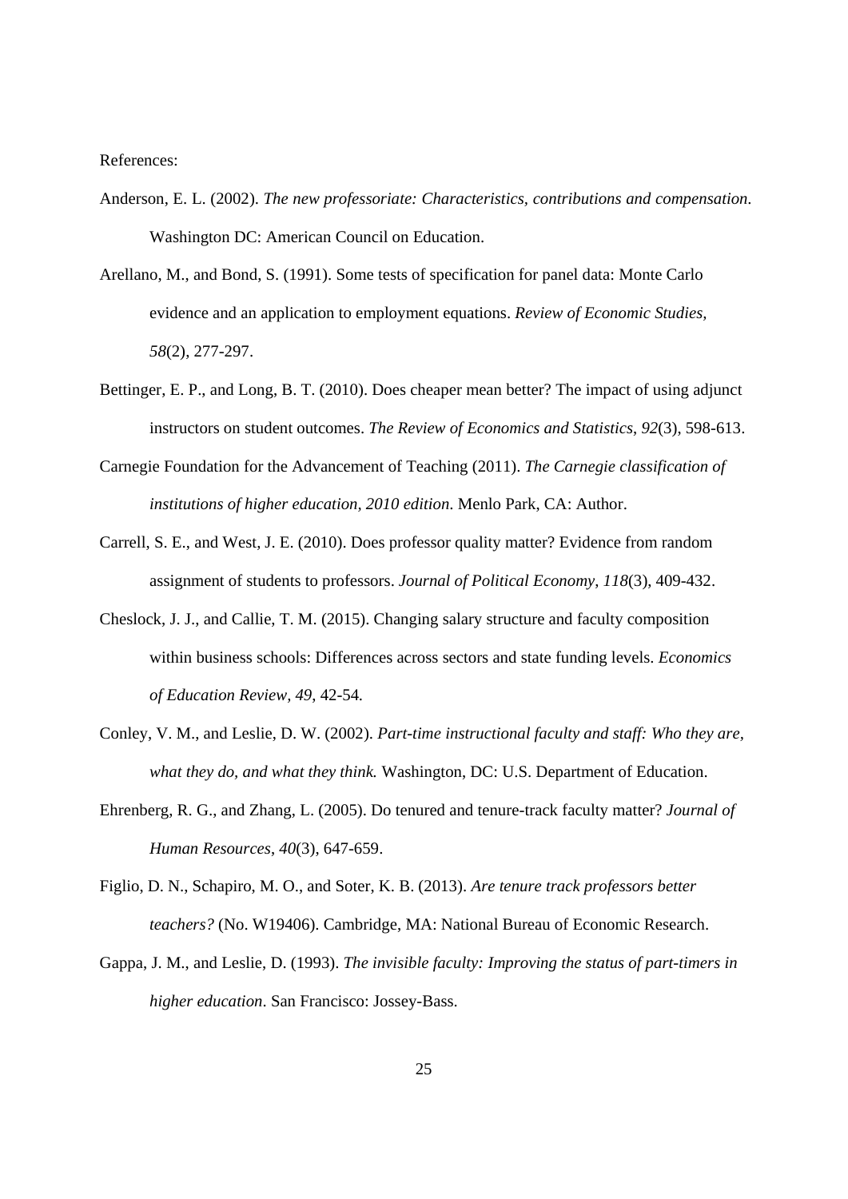References:

Anderson, E. L. (2002). *The new professoriate: Characteristics, contributions and compensation*. Washington DC: American Council on Education.

Arellano, M., and Bond, S. (1991). Some tests of specification for panel data: Monte Carlo evidence and an application to employment equations. *Review of Economic Studies, 58*(2), 277-297.

Bettinger, E. P., and Long, B. T. (2010). Does cheaper mean better? The impact of using adjunct instructors on student outcomes. *The Review of Economics and Statistics*, *92*(3), 598-613.

Carnegie Foundation for the Advancement of Teaching (2011). *The Carnegie classification of institutions of higher education, 2010 edition*. Menlo Park, CA: Author.

Carrell, S. E., and West, J. E. (2010). Does professor quality matter? Evidence from random assignment of students to professors. *Journal of Political Economy*, *118*(3), 409-432.

Cheslock, J. J., and Callie, T. M. (2015). Changing salary structure and faculty composition within business schools: Differences across sectors and state funding levels. *Economics of Education Review, 49*, 42-54.

Conley, V. M., and Leslie, D. W. (2002). *Part-time instructional faculty and staff: Who they are, what they do, and what they think.* Washington, DC: U.S. Department of Education.

Ehrenberg, R. G., and Zhang, L. (2005). Do tenured and tenure-track faculty matter? *Journal of Human Resources*, *40*(3), 647-659.

Figlio, D. N., Schapiro, M. O., and Soter, K. B. (2013). *Are tenure track professors better teachers?* (No. W19406). Cambridge, MA: National Bureau of Economic Research.

Gappa, J. M., and Leslie, D. (1993). *The invisible faculty: Improving the status of part-timers in higher education*. San Francisco: Jossey-Bass.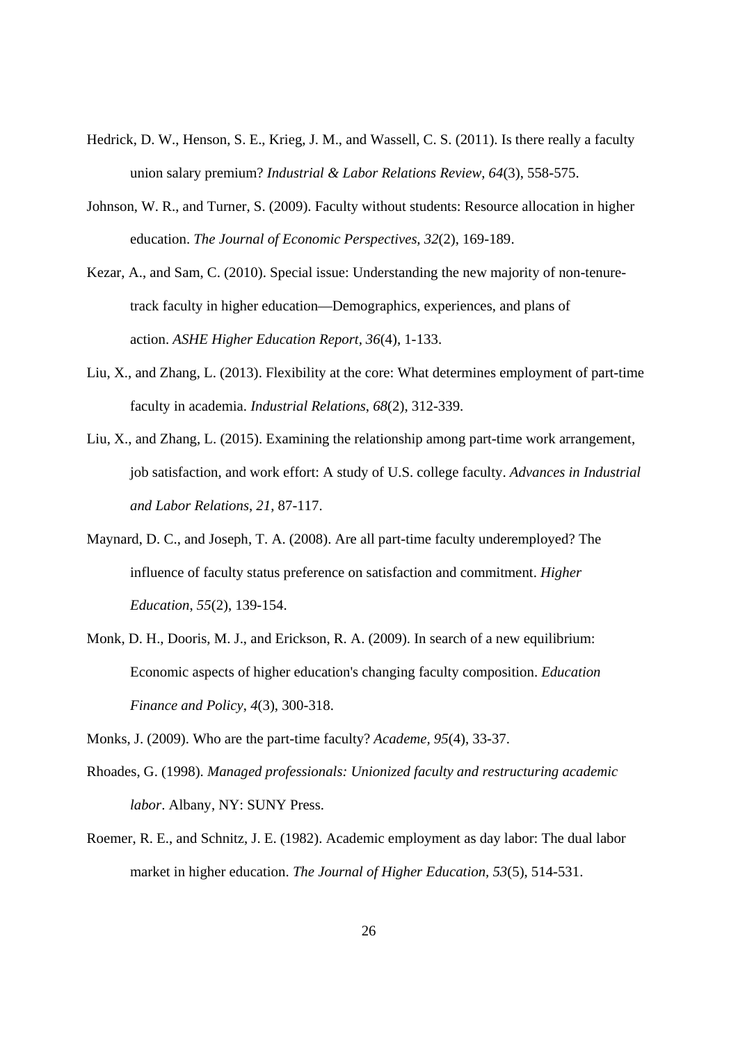Hedrick, D. W., Henson, S. E., Krieg, J. M., and Wassell, C. S. (2011). Is there really a faculty union salary premium? *Industrial & Labor Relations Review*, *64*(3), 558-575.

Johnson, W. R., and Turner, S. (2009). Faculty without students: Resource allocation in higher education. *The Journal of Economic Perspectives*, *32*(2), 169-189.

Kezar, A., and Sam, C. (2010). Special issue: Understanding the new majority of non-tenure-track faculty in higher education—Demographics, experiences, and plans of action. *ASHE Higher Education Report*, *36*(4), 1-133.

Liu, X., and Zhang, L. (2013). Flexibility at the core: What determines employment of part-time faculty in academia. *Industrial Relations*, *68*(2), 312-339.

Liu, X., and Zhang, L. (2015). Examining the relationship among part-time work arrangement, job satisfaction, and work effort: A study of U.S. college faculty. *Advances in Industrial and Labor Relations*, *21*, 87-117.

Maynard, D. C., and Joseph, T. A. (2008). Are all part-time faculty underemployed? The influence of faculty status preference on satisfaction and commitment. *Higher Education*, *55*(2), 139-154.

Monk, D. H., Dooris, M. J., and Erickson, R. A. (2009). In search of a new equilibrium: Economic aspects of higher education's changing faculty composition. *Education Finance and Policy*, *4*(3), 300-318.

Monks, J. (2009). Who are the part-time faculty? *Academe*, *95*(4), 33-37.

Rhoades, G. (1998). *Managed professionals: Unionized faculty and restructuring academic labor*. Albany, NY: SUNY Press.

Roemer, R. E., and Schnitz, J. E. (1982). Academic employment as day labor: The dual labor market in higher education. *The Journal of Higher Education*, *53*(5), 514-531.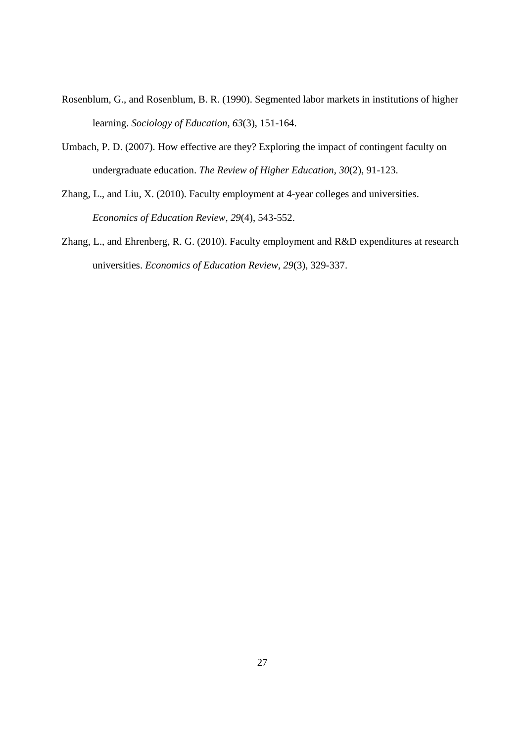Rosenblum, G., and Rosenblum, B. R. (1990). Segmented labor markets in institutions of higher learning. *Sociology of Education*, *63*(3), 151-164.

Umbach, P. D. (2007). How effective are they? Exploring the impact of contingent faculty on undergraduate education. *The Review of Higher Education*, *30*(2), 91-123.

Zhang, L., and Liu, X. (2010). Faculty employment at 4-year colleges and universities. *Economics of Education Review*, *29*(4), 543-552.

Zhang, L., and Ehrenberg, R. G. (2010). Faculty employment and R&D expenditures at research universities. *Economics of Education Review*, *29*(3), 329-337.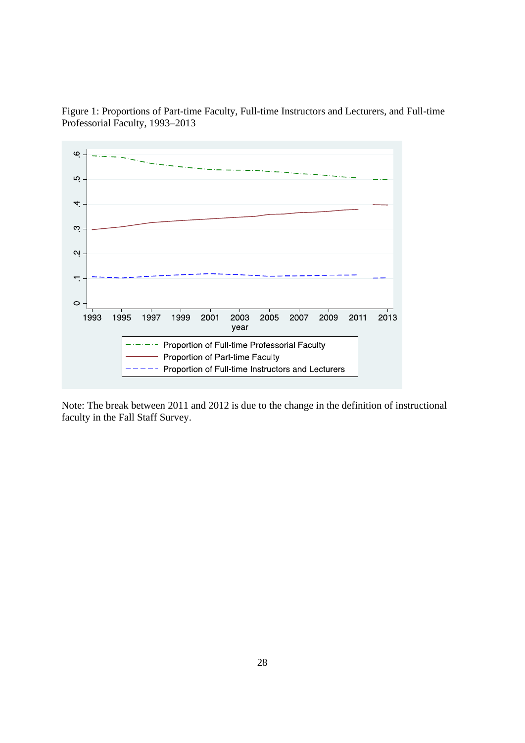Figure 1: Proportions of Part-time Faculty, Full-time Instructors and Lecturers, and Full-time Professorial Faculty, 1993–2013

0
.1
.2
.3
.4
.5
.6

1993
1995
1997
1999
2001
2003
2005
2007
2009
2011
2013

year

Proportion of Full-time Professorial Faculty
Proportion of Part-time Faculty
Proportion of Full-time Instructors and Lecturers

Note: The break between 2011 and 2012 is due to the change in the definition of instructional faculty in the Fall Staff Survey.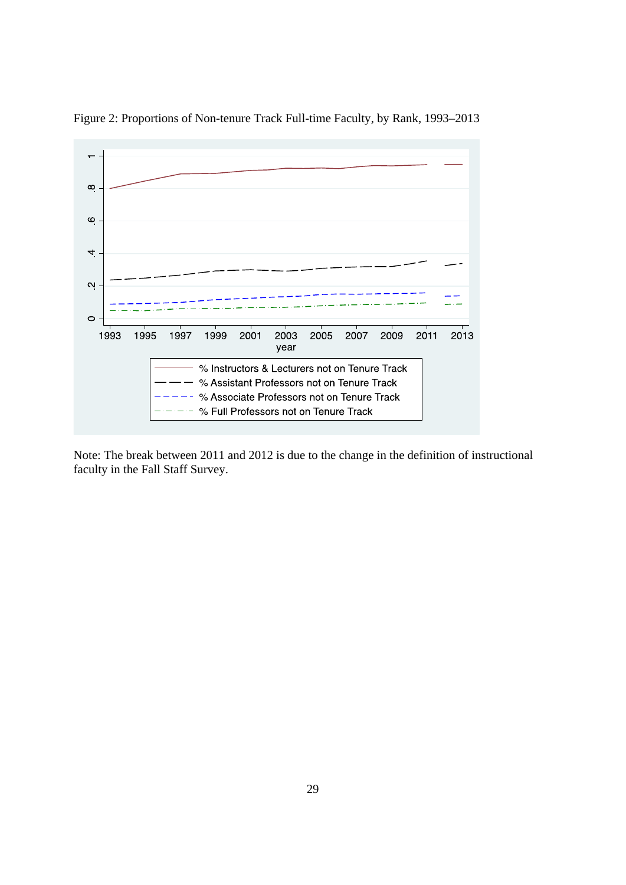Figure 2: Proportions of Non-tenure Track Full-time Faculty, by Rank, 1993–2013

0
.2
.4
.6
.8
1

1993
1995
1997
1999
2001
2003
2005
2007
2009
2011
2013

year

% Instructors & Lecturers not on Tenure Track
% Assistant Professors not on Tenure Track
% Associate Professors not on Tenure Track
% Full Professors not on Tenure Track

Note: The break between 2011 and 2012 is due to the change in the definition of instructional faculty in the Fall Staff Survey.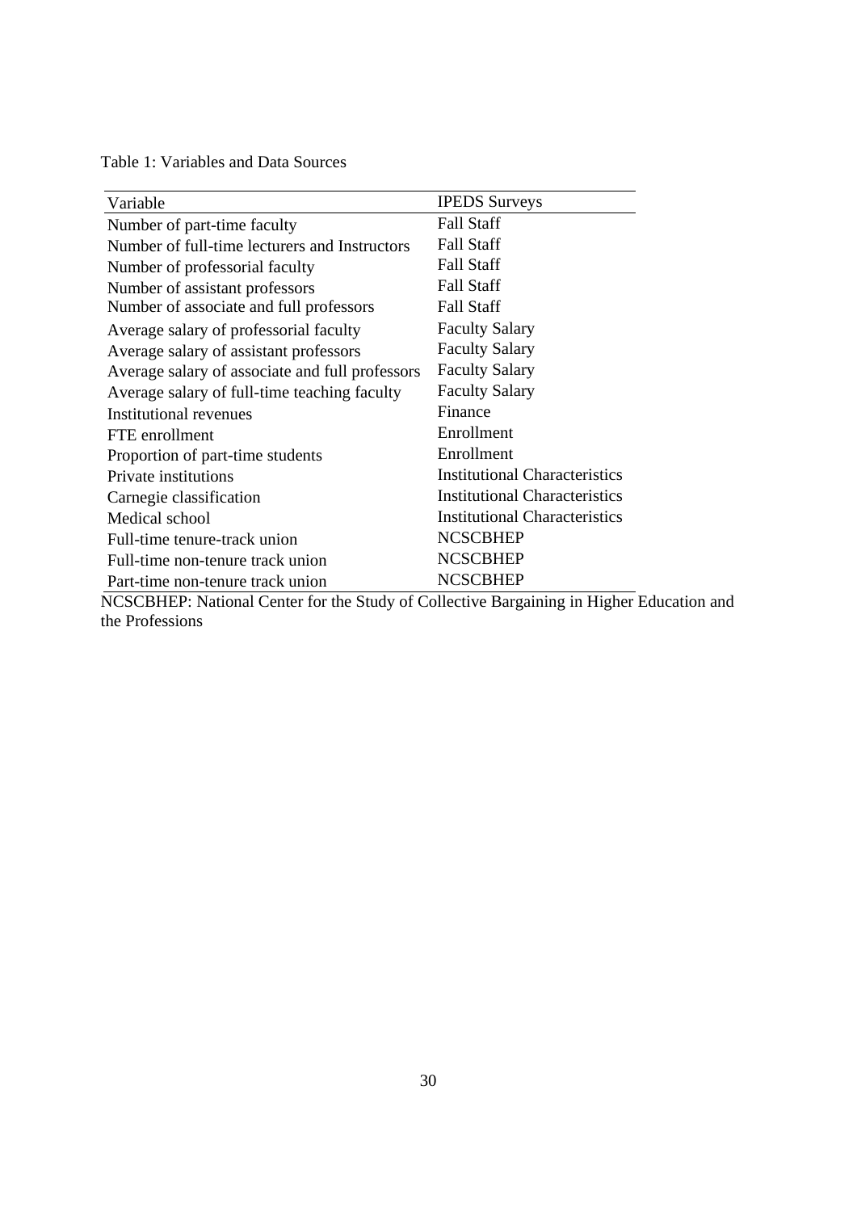Table 1: Variables and Data Sources

| Variable | IPEDS Surveys |
| --- | --- |
| Number of part-time faculty | Fall Staff |
| Number of full-time lecturers and Instructors | Fall Staff |
| Number of professorial faculty | Fall Staff |
| Number of assistant professors | Fall Staff |
| Number of associate and full professors | Fall Staff |
| Average salary of professorial faculty | Faculty Salary |
| Average salary of assistant professors | Faculty Salary |
| Average salary of associate and full professors | Faculty Salary |
| Average salary of full-time teaching faculty | Faculty Salary |
| Institutional revenues | Finance |
| FTE enrollment | Enrollment |
| Proportion of part-time students | Enrollment |
| Private institutions | Institutional Characteristics |
| Carnegie classification | Institutional Characteristics |
| Medical school | Institutional Characteristics |
| Full-time tenure-track union | NCSCBHEP |
| Full-time non-tenure track union | NCSCBHEP |
| Part-time non-tenure track union | NCSCBHEP |

NCSCBHEP: National Center for the Study of Collective Bargaining in Higher Education and the Professions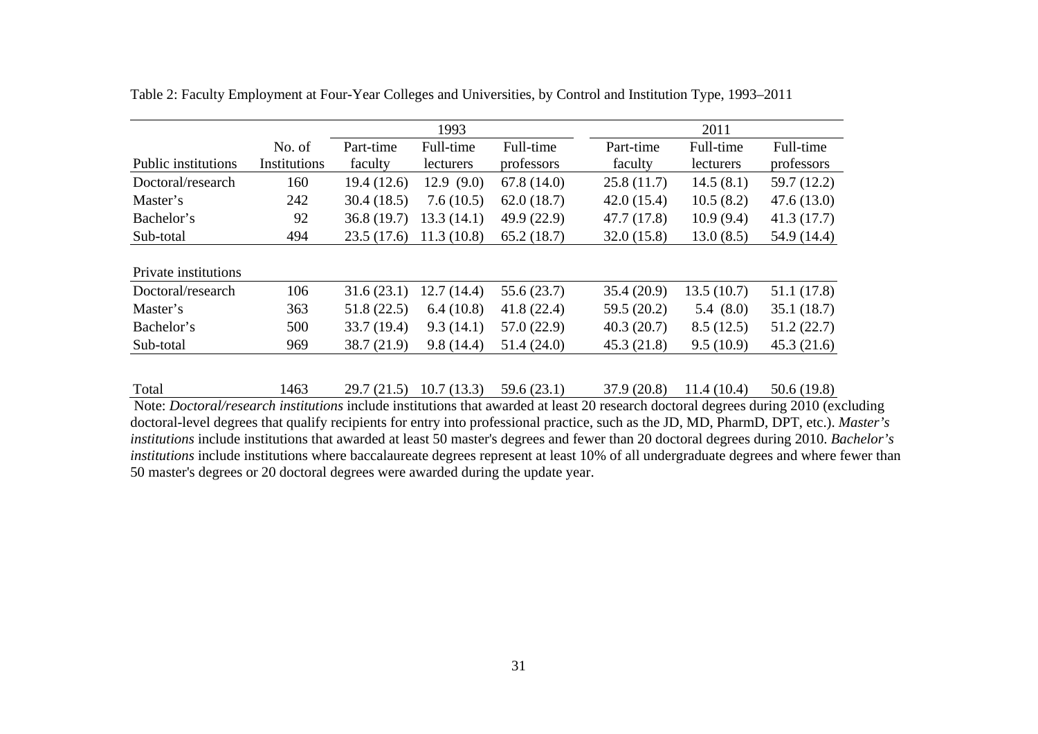Table 2: Faculty Employment at Four-Year Colleges and Universities, by Control and Institution Type, 1993–2011

| | | 1993 | | | 2011 | | |
|---|---|---|---|---|---|---|---|
| Public institutions | No. of Institutions | Part-time faculty | Full-time lecturers | Full-time professors | Part-time faculty | Full-time lecturers | Full-time professors |
| Doctoral/research | 160 | 19.4 (12.6) | 12.9 (9.0) | 67.8 (14.0) | 25.8 (11.7) | 14.5 (8.1) | 59.7 (12.2) |
| Master's | 242 | 30.4 (18.5) | 7.6 (10.5) | 62.0 (18.7) | 42.0 (15.4) | 10.5 (8.2) | 47.6 (13.0) |
| Bachelor's | 92 | 36.8 (19.7) | 13.3 (14.1) | 49.9 (22.9) | 47.7 (17.8) | 10.9 (9.4) | 41.3 (17.7) |
| Sub-total | 494 | 23.5 (17.6) | 11.3 (10.8) | 65.2 (18.7) | 32.0 (15.8) | 13.0 (8.5) | 54.9 (14.4) |
| Private institutions | | | | | | | |
| Doctoral/research | 106 | 31.6 (23.1) | 12.7 (14.4) | 55.6 (23.7) | 35.4 (20.9) | 13.5 (10.7) | 51.1 (17.8) |
| Master's | 363 | 51.8 (22.5) | 6.4 (10.8) | 41.8 (22.4) | 59.5 (20.2) | 5.4 (8.0) | 35.1 (18.7) |
| Bachelor's | 500 | 33.7 (19.4) | 9.3 (14.1) | 57.0 (22.9) | 40.3 (20.7) | 8.5 (12.5) | 51.2 (22.7) |
| Sub-total | 969 | 38.7 (21.9) | 9.8 (14.4) | 51.4 (24.0) | 45.3 (21.8) | 9.5 (10.9) | 45.3 (21.6) |
| Total | 1463 | 29.7 (21.5) | 10.7 (13.3) | 59.6 (23.1) | 37.9 (20.8) | 11.4 (10.4) | 50.6 (19.8) |

Note: *Doctoral/research institutions* include institutions that awarded at least 20 research doctoral degrees during 2010 (excluding doctoral-level degrees that qualify recipients for entry into professional practice, such as the JD, MD, PharmD, DPT, etc.). *Master's institutions* include institutions that awarded at least 50 master's degrees and fewer than 20 doctoral degrees during 2010. *Bachelor's institutions* include institutions where baccalaureate degrees represent at least 10% of all undergraduate degrees and where fewer than 50 master's degrees or 20 doctoral degrees were awarded during the update year.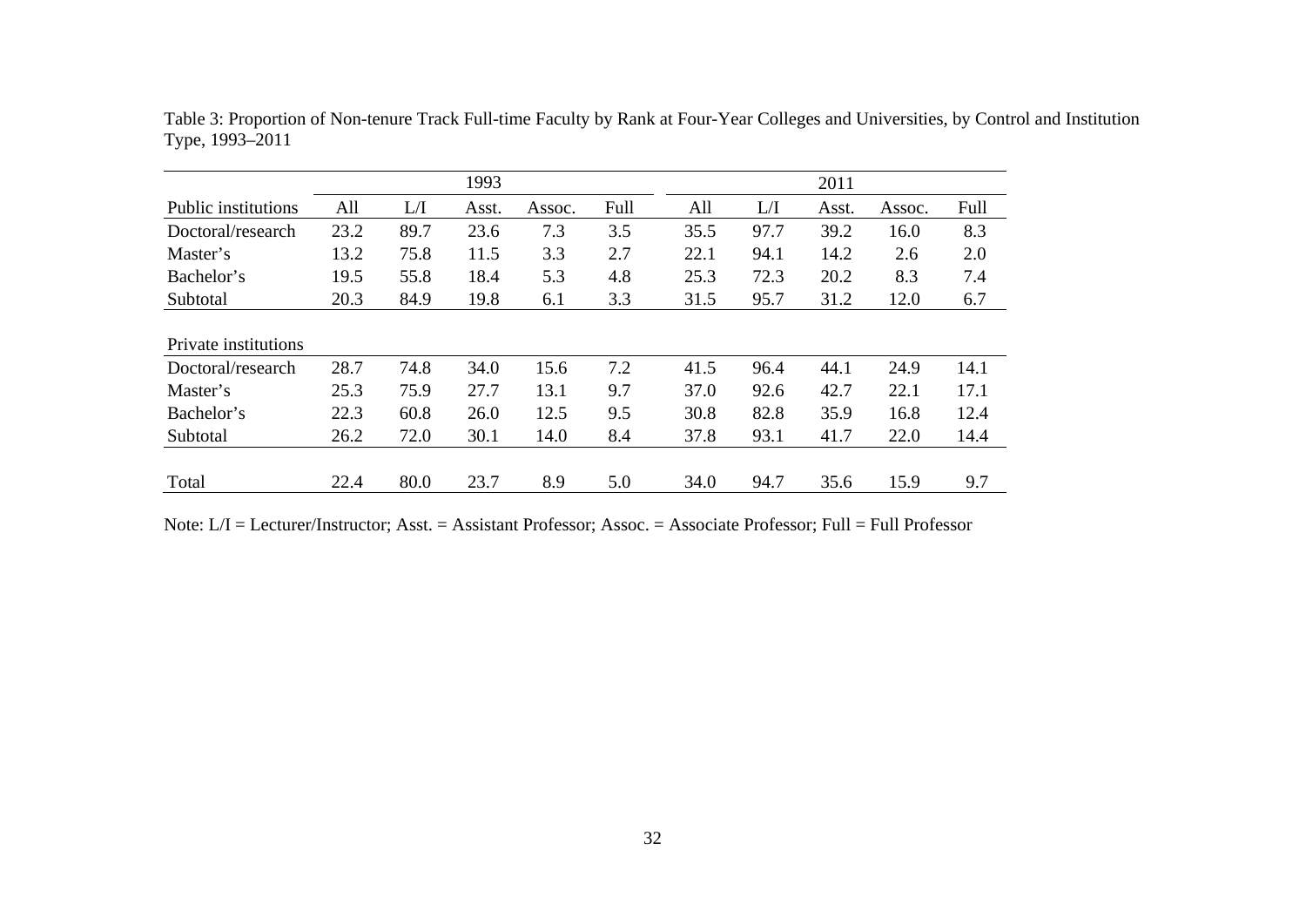Table 3: Proportion of Non-tenure Track Full-time Faculty by Rank at Four-Year Colleges and Universities, by Control and Institution Type, 1993–2011

| | 1993 | | | | | 2011 | | | | |
|---|---|---|---|---|---|---|---|---|---|---|
| Public institutions | All | L/I | Asst. | Assoc. | Full | All | L/I | Asst. | Assoc. | Full |
| Doctoral/research | 23.2 | 89.7 | 23.6 | 7.3 | 3.5 | 35.5 | 97.7 | 39.2 | 16.0 | 8.3 |
| Master's | 13.2 | 75.8 | 11.5 | 3.3 | 2.7 | 22.1 | 94.1 | 14.2 | 2.6 | 2.0 |
| Bachelor's | 19.5 | 55.8 | 18.4 | 5.3 | 4.8 | 25.3 | 72.3 | 20.2 | 8.3 | 7.4 |
| Subtotal | 20.3 | 84.9 | 19.8 | 6.1 | 3.3 | 31.5 | 95.7 | 31.2 | 12.0 | 6.7 |
| Private institutions | | | | | | | | | | |
| Doctoral/research | 28.7 | 74.8 | 34.0 | 15.6 | 7.2 | 41.5 | 96.4 | 44.1 | 24.9 | 14.1 |
| Master's | 25.3 | 75.9 | 27.7 | 13.1 | 9.7 | 37.0 | 92.6 | 42.7 | 22.1 | 17.1 |
| Bachelor's | 22.3 | 60.8 | 26.0 | 12.5 | 9.5 | 30.8 | 82.8 | 35.9 | 16.8 | 12.4 |
| Subtotal | 26.2 | 72.0 | 30.1 | 14.0 | 8.4 | 37.8 | 93.1 | 41.7 | 22.0 | 14.4 |
| Total | 22.4 | 80.0 | 23.7 | 8.9 | 5.0 | 34.0 | 94.7 | 35.6 | 15.9 | 9.7 |

Note: L/I = Lecturer/Instructor; Asst. = Assistant Professor; Assoc. = Associate Professor; Full = Full Professor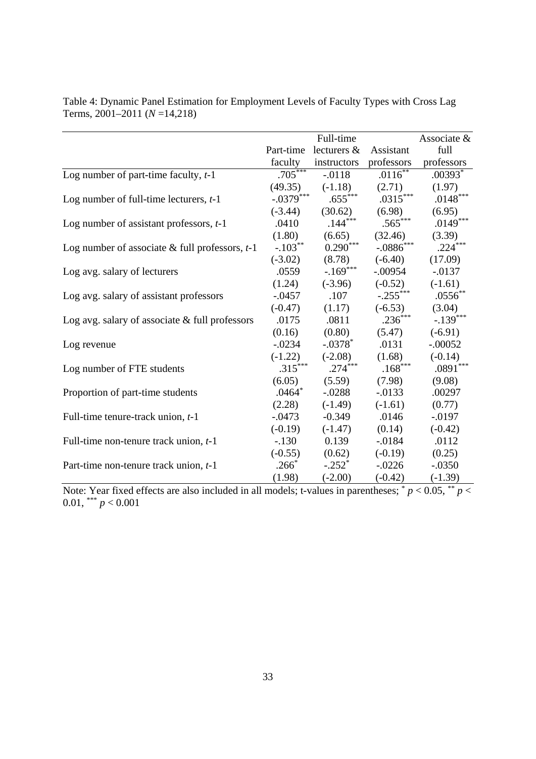Table 4: Dynamic Panel Estimation for Employment Levels of Faculty Types with Cross Lag Terms, 2001–2011 ($N$ =14,218)

| | Part-time faculty | Full-time lecturers & instructors | Assistant professors | Associate & full professors |
|---|---|---|---|---|
| Log number of part-time faculty, $t$-1 | .705$^{***}$ | -.0118 | .0116$^{**}$ | .00393$^{*}$ |
| | (49.35) | (-1.18) | (2.71) | (1.97) |
| Log number of full-time lecturers, $t$-1 | -.0379$^{***}$ | .655$^{***}$ | .0315$^{***}$ | .0148$^{***}$ |
| | (-3.44) | (30.62) | (6.98) | (6.95) |
| Log number of assistant professors, $t$-1 | .0410 | .144$^{***}$ | .565$^{***}$ | .0149$^{***}$ |
| | (1.80) | (6.65) | (32.46) | (3.39) |
| Log number of associate & full professors, $t$-1 | -.103$^{**}$ | 0.290$^{***}$ | -.0886$^{***}$ | .224$^{***}$ |
| | (-3.02) | (8.78) | (-6.40) | (17.09) |
| Log avg. salary of lecturers | .0559 | -.169$^{***}$ | -.00954 | -.0137 |
| | (1.24) | (-3.96) | (-0.52) | (-1.61) |
| Log avg. salary of assistant professors | -.0457 | .107 | -.255$^{***}$ | .0556$^{**}$ |
| | (-0.47) | (1.17) | (-6.53) | (3.04) |
| Log avg. salary of associate & full professors | .0175 | .0811 | .236$^{***}$ | -.139$^{***}$ |
| | (0.16) | (0.80) | (5.47) | (-6.91) |
| Log revenue | -.0234 | -.0378$^{*}$ | .0131 | -.00052 |
| | (-1.22) | (-2.08) | (1.68) | (-0.14) |
| Log number of FTE students | .315$^{***}$ | .274$^{***}$ | .168$^{***}$ | .0891$^{***}$ |
| | (6.05) | (5.59) | (7.98) | (9.08) |
| Proportion of part-time students | .0464$^{*}$ | -.0288 | -.0133 | .00297 |
| | (2.28) | (-1.49) | (-1.61) | (0.77) |
| Full-time tenure-track union, $t$-1 | -.0473 | -0.349 | .0146 | -.0197 |
| | (-0.19) | (-1.47) | (0.14) | (-0.42) |
| Full-time non-tenure track union, $t$-1 | -.130 | 0.139 | -.0184 | .0112 |
| | (-0.55) | (0.62) | (-0.19) | (0.25) |
| Part-time non-tenure track union, $t$-1 | .266$^{*}$ | -.252$^{*}$ | -.0226 | -.0350 |
| | (1.98) | (-2.00) | (-0.42) | (-1.39) |

Note: Year fixed effects are also included in all models; t-values in parentheses; $^{*}$ $p < 0.05$, $^{**}$ $p < 0.01$, $^{***}$ $p < 0.001$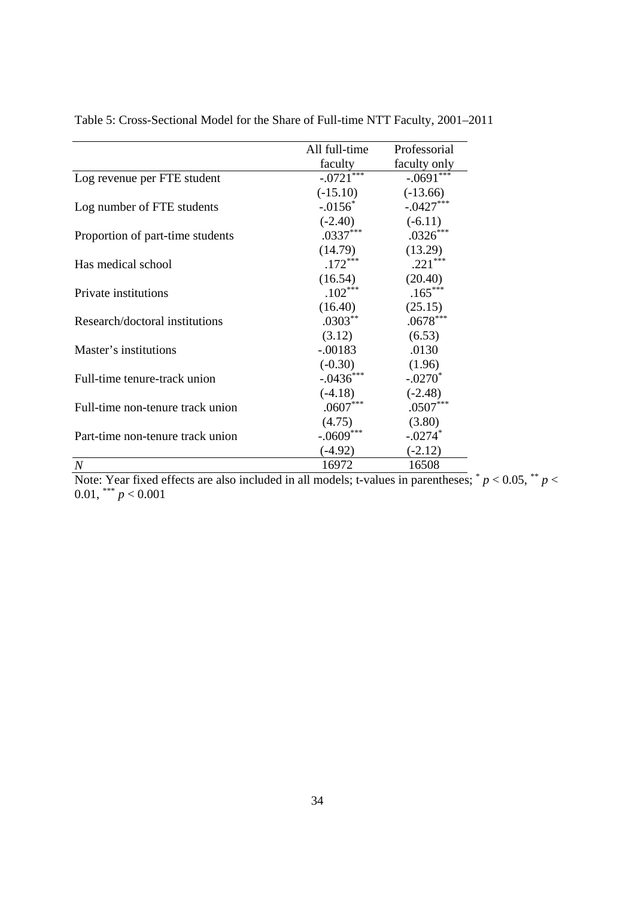Table 5: Cross-Sectional Model for the Share of Full-time NTT Faculty, 2001–2011

| | All full-time faculty | Professorial faculty only |
|---|---|---|
| Log revenue per FTE student | -.0721$^{***}$ | -.0691$^{***}$ |
| | (-15.10) | (-13.66) |
| Log number of FTE students | -.0156$^{*}$ | -.0427$^{***}$ |
| | (-2.40) | (-6.11) |
| Proportion of part-time students | .0337$^{***}$ | .0326$^{***}$ |
| | (14.79) | (13.29) |
| Has medical school | .172$^{***}$ | .221$^{***}$ |
| | (16.54) | (20.40) |
| Private institutions | .102$^{***}$ | .165$^{***}$ |
| | (16.40) | (25.15) |
| Research/doctoral institutions | .0303$^{**}$ | .0678$^{***}$ |
| | (3.12) | (6.53) |
| Master's institutions | -.00183 | .0130 |
| | (-0.30) | (1.96) |
| Full-time tenure-track union | -.0436$^{***}$ | -.0270$^{*}$ |
| | (-4.18) | (-2.48) |
| Full-time non-tenure track union | .0607$^{***}$ | .0507$^{***}$ |
| | (4.75) | (3.80) |
| Part-time non-tenure track union | -.0609$^{***}$ | -.0274$^{*}$ |
| | (-4.92) | (-2.12) |
| *N* | 16972 | 16508 |

Note: Year fixed effects are also included in all models; t-values in parentheses; $^{*}$ $p < 0.05$, $^{**}$ $p < 0.01$, $^{***}$ $p < 0.001$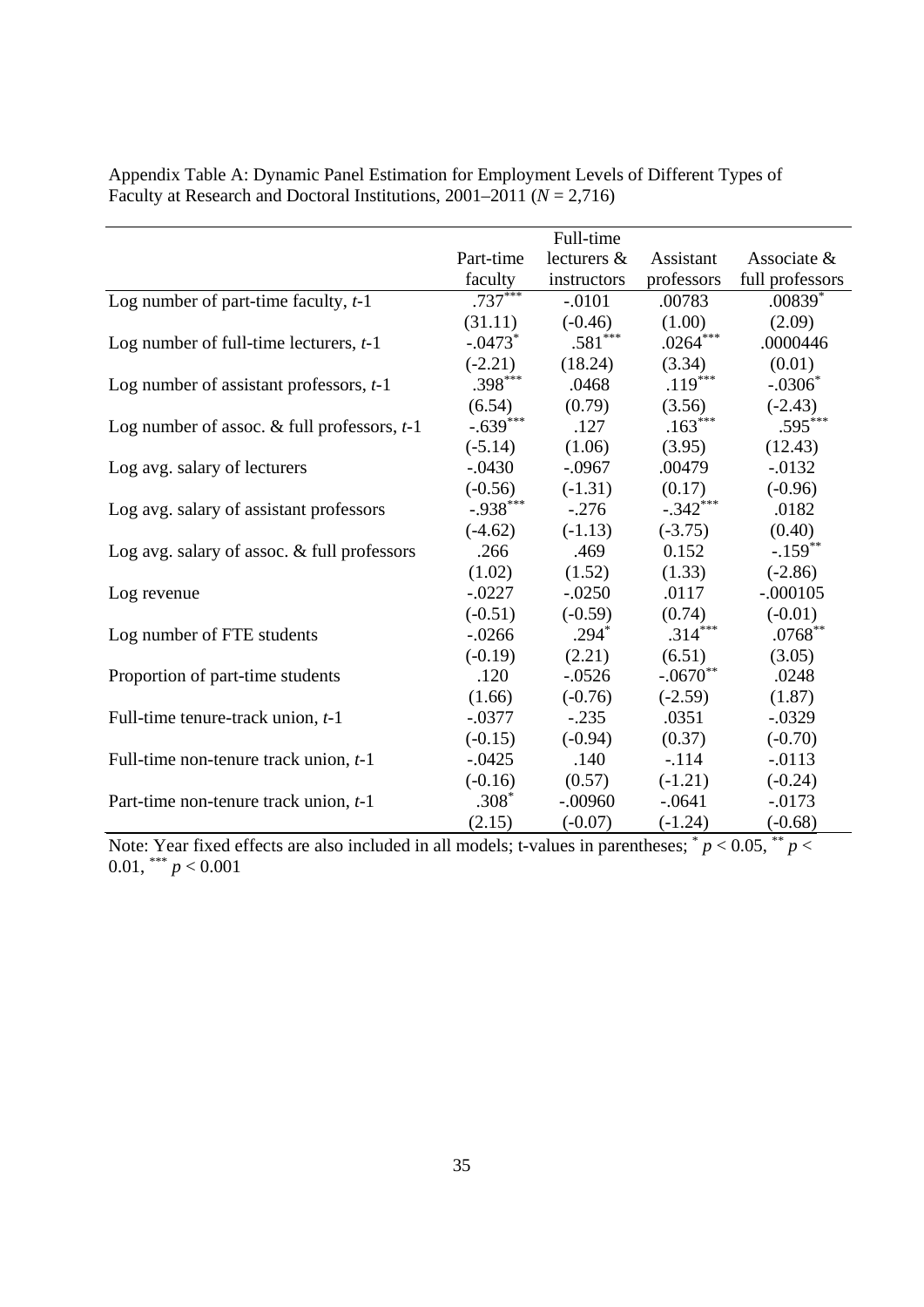Appendix Table A: Dynamic Panel Estimation for Employment Levels of Different Types of Faculty at Research and Doctoral Institutions, 2001–2011 ($N$ = 2,716)

| | Part-time faculty | Full-time lecturers & instructors | Assistant professors | Associate & full professors |
|---|---|---|---|---|
| Log number of part-time faculty, $t$-1 | $.737^{***}$ | -.0101 | .00783 | $.00839^{*}$ |
| | (31.11) | (-0.46) | (1.00) | (2.09) |
| Log number of full-time lecturers, $t$-1 | $-.0473^{*}$ | $.581^{***}$ | $.0264^{***}$ | .0000446 |
| | (-2.21) | (18.24) | (3.34) | (0.01) |
| Log number of assistant professors, $t$-1 | $.398^{***}$ | .0468 | $.119^{***}$ | $-.0306^{*}$ |
| | (6.54) | (0.79) | (3.56) | (-2.43) |
| Log number of assoc. & full professors, $t$-1 | $-.639^{***}$ | .127 | $.163^{***}$ | $.595^{***}$ |
| | (-5.14) | (1.06) | (3.95) | (12.43) |
| Log avg. salary of lecturers | -.0430 | -.0967 | .00479 | -.0132 |
| | (-0.56) | (-1.31) | (0.17) | (-0.96) |
| Log avg. salary of assistant professors | $-.938^{***}$ | -.276 | $-.342^{***}$ | .0182 |
| | (-4.62) | (-1.13) | (-3.75) | (0.40) |
| Log avg. salary of assoc. & full professors | .266 | .469 | 0.152 | $-.159^{**}$ |
| | (1.02) | (1.52) | (1.33) | (-2.86) |
| Log revenue | -.0227 | -.0250 | .0117 | -.000105 |
| | (-0.51) | (-0.59) | (0.74) | (-0.01) |
| Log number of FTE students | -.0266 | $.294^{*}$ | $.314^{***}$ | $.0768^{**}$ |
| | (-0.19) | (2.21) | (6.51) | (3.05) |
| Proportion of part-time students | .120 | -.0526 | $-.0670^{**}$ | .0248 |
| | (1.66) | (-0.76) | (-2.59) | (1.87) |
| Full-time tenure-track union, $t$-1 | -.0377 | -.235 | .0351 | -.0329 |
| | (-0.15) | (-0.94) | (0.37) | (-0.70) |
| Full-time non-tenure track union, $t$-1 | -.0425 | .140 | -.114 | -.0113 |
| | (-0.16) | (0.57) | (-1.21) | (-0.24) |
| Part-time non-tenure track union, $t$-1 | $.308^{*}$ | -.00960 | -.0641 | -.0173 |
| | (2.15) | (-0.07) | (-1.24) | (-0.68) |

Note: Year fixed effects are also included in all models; t-values in parentheses; $^{*}$ $p < 0.05$, $^{**}$ $p < 0.01$, $^{***}$ $p < 0.001$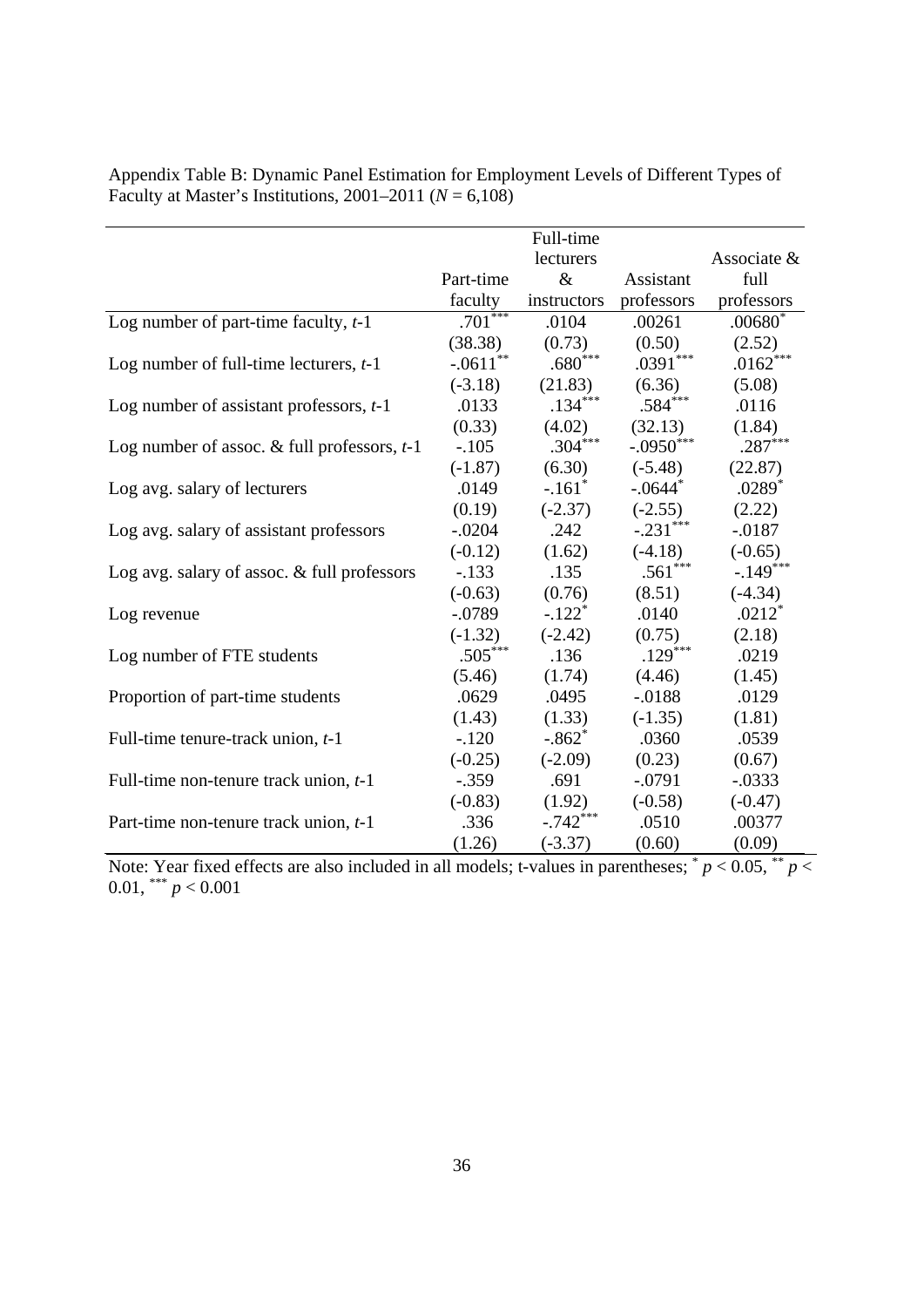Appendix Table B: Dynamic Panel Estimation for Employment Levels of Different Types of Faculty at Master's Institutions, 2001–2011 ($N$ = 6,108)

| | Part-time faculty | Full-time lecturers & instructors | Assistant professors | Associate & full professors |
|---|---|---|---|---|
| Log number of part-time faculty, *t*-1 | .701$^{***}$ | .0104 | .00261 | .00680$^{*}$ |
| | (38.38) | (0.73) | (0.50) | (2.52) |
| Log number of full-time lecturers, *t*-1 | -.0611$^{**}$ | .680$^{***}$ | .0391$^{***}$ | .0162$^{***}$ |
| | (-3.18) | (21.83) | (6.36) | (5.08) |
| Log number of assistant professors, *t*-1 | .0133 | .134$^{***}$ | .584$^{***}$ | .0116 |
| | (0.33) | (4.02) | (32.13) | (1.84) |
| Log number of assoc. & full professors, *t*-1 | -.105 | .304$^{***}$ | -.0950$^{***}$ | .287$^{***}$ |
| | (-1.87) | (6.30) | (-5.48) | (22.87) |
| Log avg. salary of lecturers | .0149 | -.161$^{*}$ | -.0644$^{*}$ | .0289$^{*}$ |
| | (0.19) | (-2.37) | (-2.55) | (2.22) |
| Log avg. salary of assistant professors | -.0204 | .242 | -.231$^{***}$ | -.0187 |
| | (-0.12) | (1.62) | (-4.18) | (-0.65) |
| Log avg. salary of assoc. & full professors | -.133 | .135 | .561$^{***}$ | -.149$^{***}$ |
| | (-0.63) | (0.76) | (8.51) | (-4.34) |
| Log revenue | -.0789 | -.122$^{*}$ | .0140 | .0212$^{*}$ |
| | (-1.32) | (-2.42) | (0.75) | (2.18) |
| Log number of FTE students | .505$^{***}$ | .136 | .129$^{***}$ | .0219 |
| | (5.46) | (1.74) | (4.46) | (1.45) |
| Proportion of part-time students | .0629 | .0495 | -.0188 | .0129 |
| | (1.43) | (1.33) | (-1.35) | (1.81) |
| Full-time tenure-track union, *t*-1 | -.120 | -.862$^{*}$ | .0360 | .0539 |
| | (-0.25) | (-2.09) | (0.23) | (0.67) |
| Full-time non-tenure track union, *t*-1 | -.359 | .691 | -.0791 | -.0333 |
| | (-0.83) | (1.92) | (-0.58) | (-0.47) |
| Part-time non-tenure track union, *t*-1 | .336 | -.742$^{***}$ | .0510 | .00377 |
| | (1.26) | (-3.37) | (0.60) | (0.09) |

Note: Year fixed effects are also included in all models; t-values in parentheses; $^{*}$ $p < 0.05$, $^{**}$ $p < 0.01$, $^{***}$ $p < 0.001$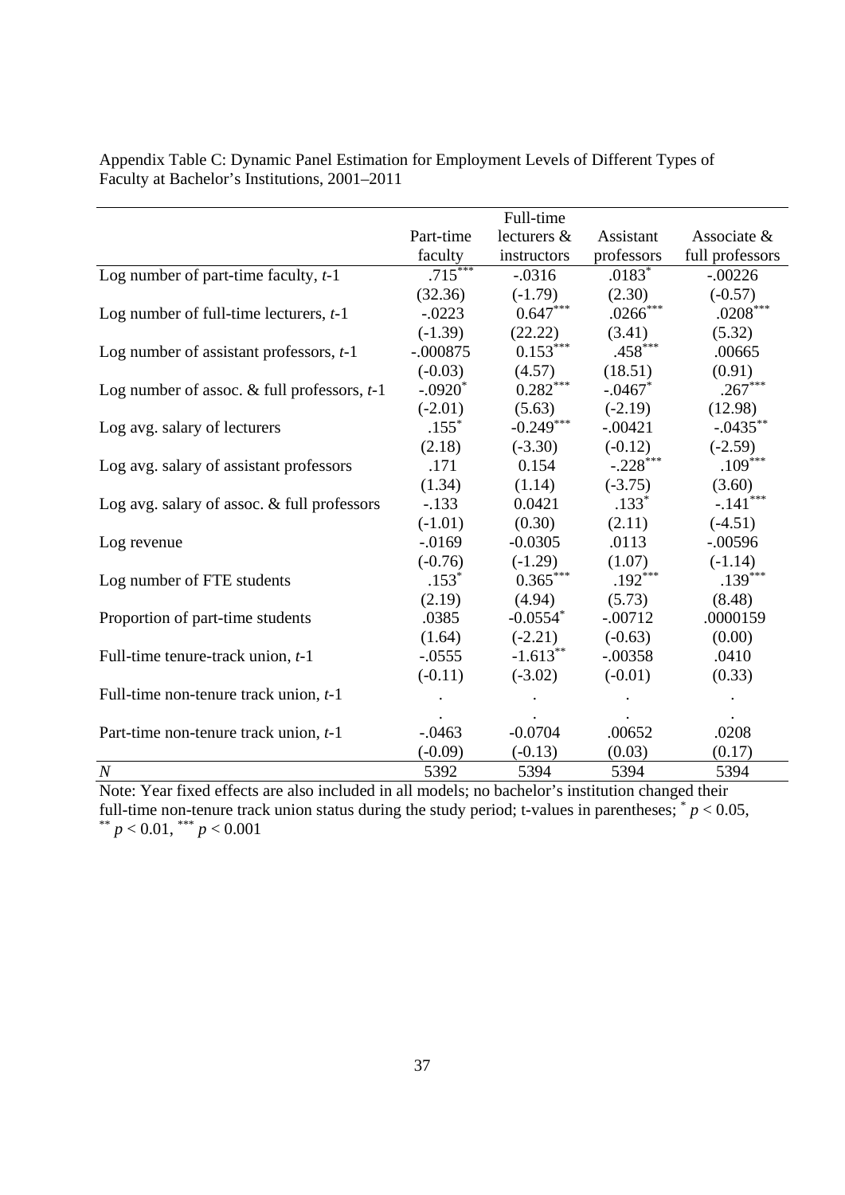Appendix Table C: Dynamic Panel Estimation for Employment Levels of Different Types of Faculty at Bachelor's Institutions, 2001–2011

| | Part-time faculty | Full-time lecturers & instructors | Assistant professors | Associate & full professors |
|---|---|---|---|---|
| Log number of part-time faculty, *t*-1 | .715*** | -.0316 | .0183* | -.00226 |
| | (32.36) | (-1.79) | (2.30) | (-0.57) |
| Log number of full-time lecturers, *t*-1 | -.0223 | 0.647*** | .0266*** | .0208*** |
| | (-1.39) | (22.22) | (3.41) | (5.32) |
| Log number of assistant professors, *t*-1 | -.000875 | 0.153*** | .458*** | .00665 |
| | (-0.03) | (4.57) | (18.51) | (0.91) |
| Log number of assoc. & full professors, *t*-1 | -.0920* | 0.282*** | -.0467* | .267*** |
| | (-2.01) | (5.63) | (-2.19) | (12.98) |
| Log avg. salary of lecturers | .155* | -0.249*** | -.00421 | -.0435** |
| | (2.18) | (-3.30) | (-0.12) | (-2.59) |
| Log avg. salary of assistant professors | .171 | 0.154 | -.228*** | .109*** |
| | (1.34) | (1.14) | (-3.75) | (3.60) |
| Log avg. salary of assoc. & full professors | -.133 | 0.0421 | .133* | -.141*** |
| | (-1.01) | (0.30) | (2.11) | (-4.51) |
| Log revenue | -.0169 | -0.0305 | .0113 | -.00596 |
| | (-0.76) | (-1.29) | (1.07) | (-1.14) |
| Log number of FTE students | .153* | 0.365*** | .192*** | .139*** |
| | (2.19) | (4.94) | (5.73) | (8.48) |
| Proportion of part-time students | .0385 | -0.0554* | -.00712 | .0000159 |
| | (1.64) | (-2.21) | (-0.63) | (0.00) |
| Full-time tenure-track union, *t*-1 | -.0555 | -1.613** | -.00358 | .0410 |
| | (-0.11) | (-3.02) | (-0.01) | (0.33) |
| Full-time non-tenure track union, *t*-1 | . | . | . | . |
| | . | . | . | . |
| Part-time non-tenure track union, *t*-1 | -.0463 | -0.0704 | .00652 | .0208 |
| | (-0.09) | (-0.13) | (0.03) | (0.17) |
| *N* | 5392 | 5394 | 5394 | 5394 |

Note: Year fixed effects are also included in all models; no bachelor's institution changed their full-time non-tenure track union status during the study period; t-values in parentheses; * $p < 0.05$, ** $p < 0.01$, *** $p < 0.001$